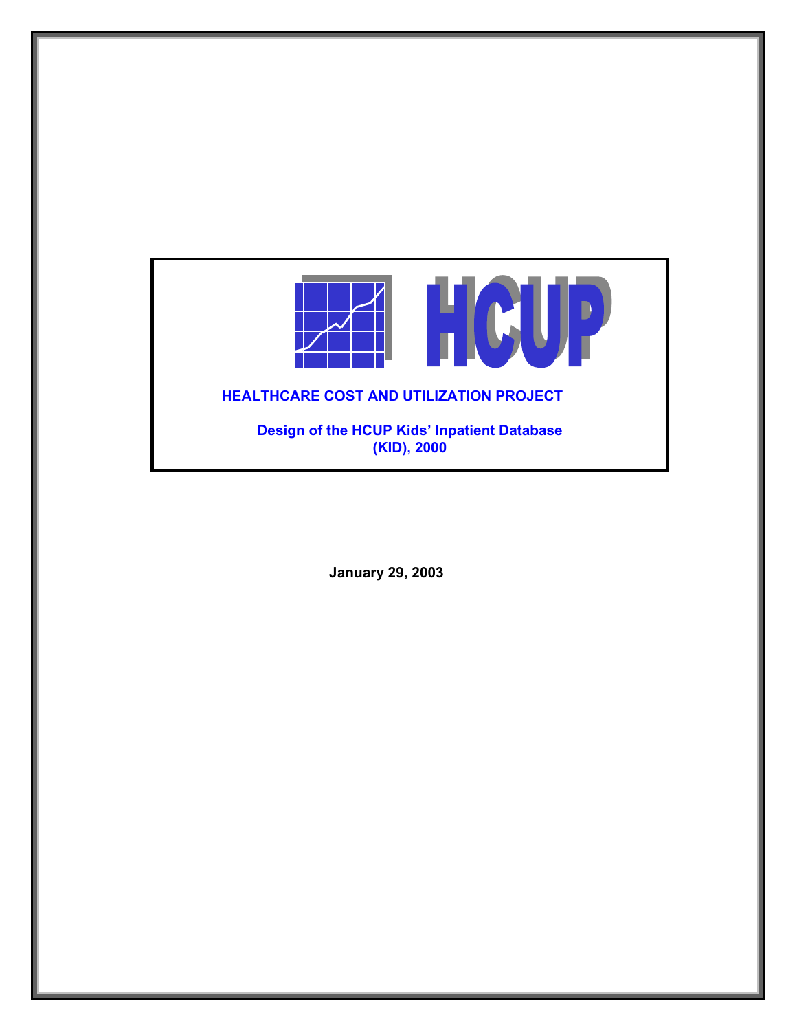# HCUP

## HEALTHCARE COST AND UTILIZATION PROJECT

### Design of the HCUP Kids' Inpatient Database (KID), 2000

**January 29, 2003**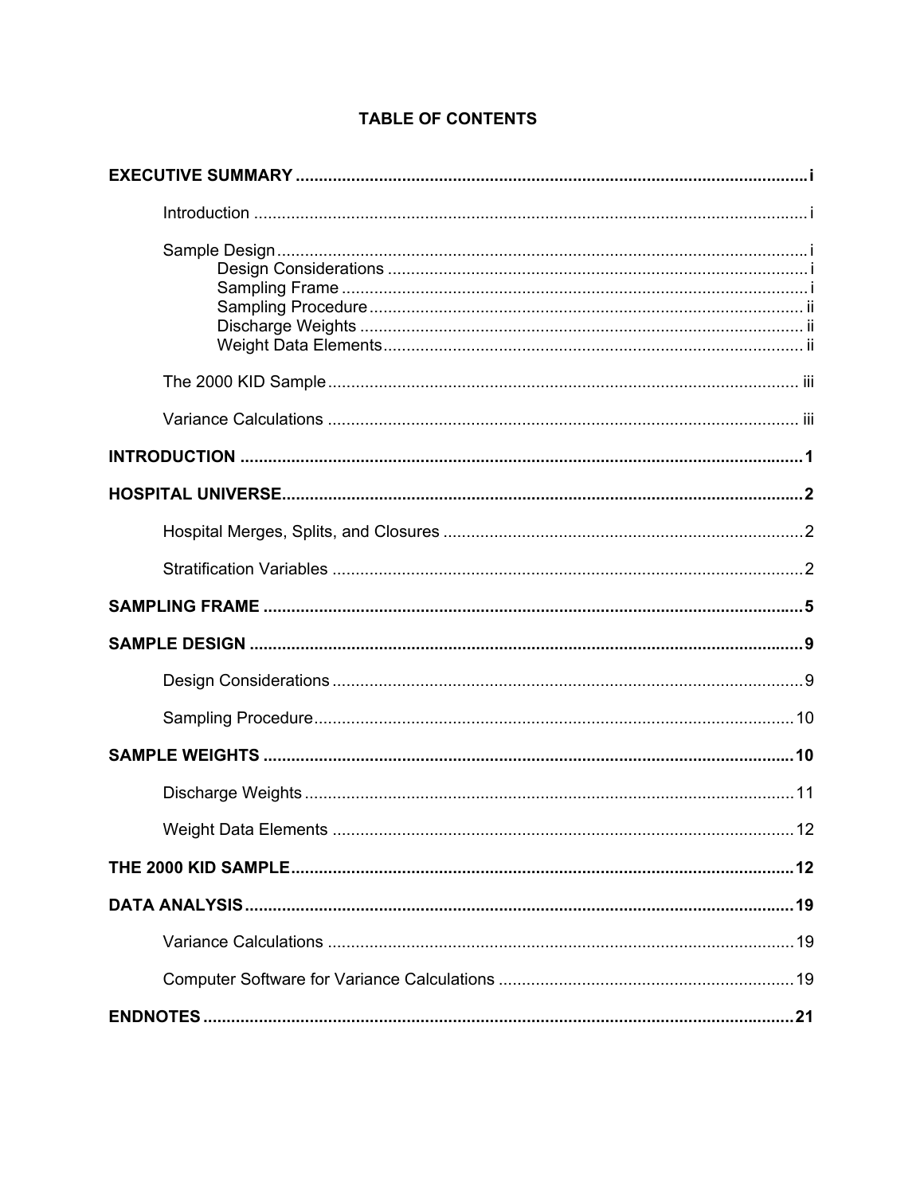# TABLE OF CONTENTS

**EXECUTIVE SUMMARY** ..... i

- Introduction ..... i
- Sample Design ..... i
  - Design Considerations ..... i
  - Sampling Frame ..... i
  - Sampling Procedure ..... ii
  - Discharge Weights ..... ii
  - Weight Data Elements ..... ii
- The 2000 KID Sample ..... iii
- Variance Calculations ..... iii

**INTRODUCTION** ..... 1

**HOSPITAL UNIVERSE** ..... 2

- Hospital Merges, Splits, and Closures ..... 2
- Stratification Variables ..... 2

**SAMPLING FRAME** ..... 5

**SAMPLE DESIGN** ..... 9

- Design Considerations ..... 9
- Sampling Procedure ..... 10

**SAMPLE WEIGHTS** ..... 10

- Discharge Weights ..... 11
- Weight Data Elements ..... 12

**THE 2000 KID SAMPLE** ..... 12

**DATA ANALYSIS** ..... 19

- Variance Calculations ..... 19
- Computer Software for Variance Calculations ..... 19

**ENDNOTES** ..... 21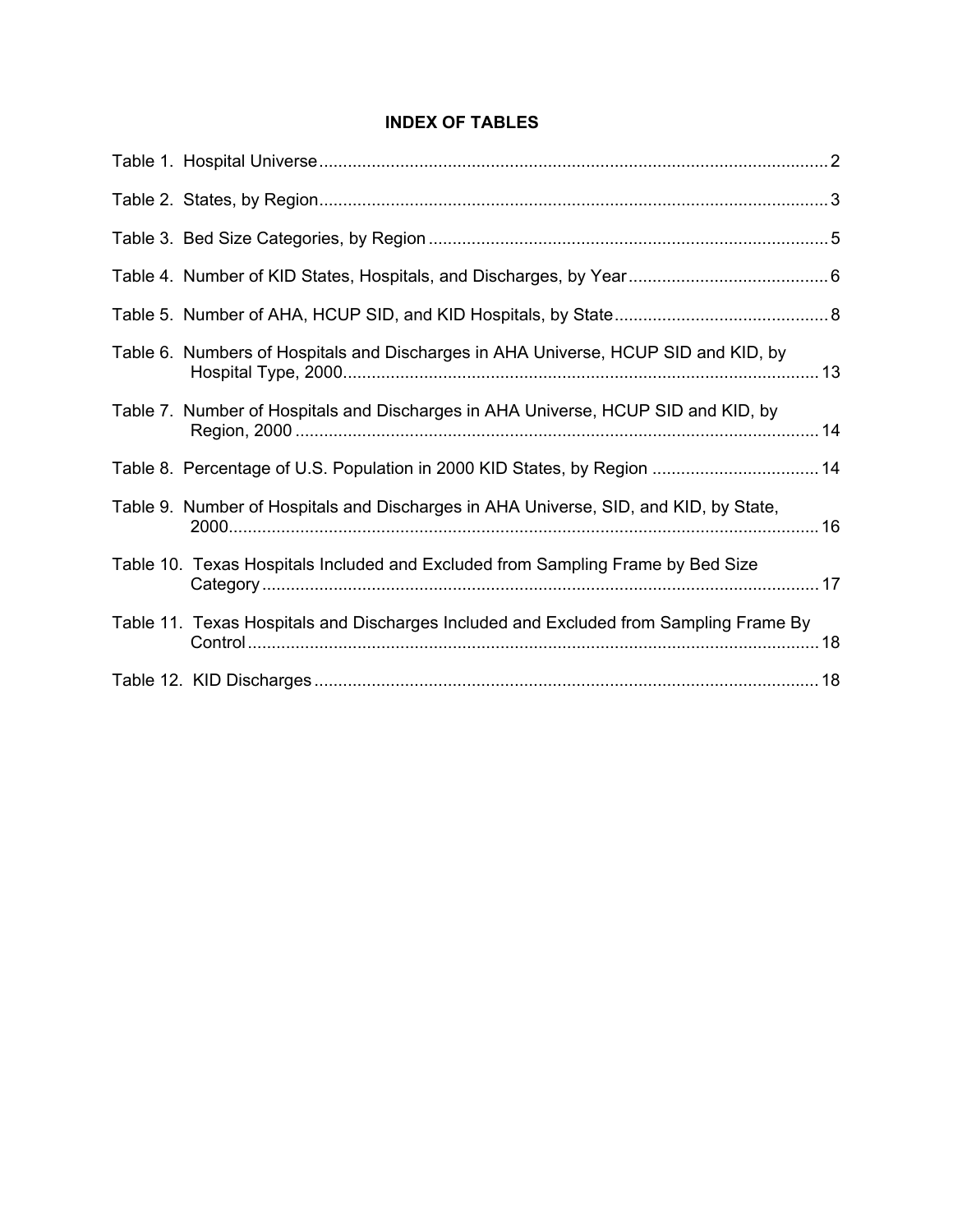# INDEX OF TABLES

Table 1. Hospital Universe .......... 2

Table 2. States, by Region .......... 3

Table 3. Bed Size Categories, by Region .......... 5

Table 4. Number of KID States, Hospitals, and Discharges, by Year .......... 6

Table 5. Number of AHA, HCUP SID, and KID Hospitals, by State .......... 8

Table 6. Numbers of Hospitals and Discharges in AHA Universe, HCUP SID and KID, by Hospital Type, 2000 .......... 13

Table 7. Number of Hospitals and Discharges in AHA Universe, HCUP SID and KID, by Region, 2000 .......... 14

Table 8. Percentage of U.S. Population in 2000 KID States, by Region .......... 14

Table 9. Number of Hospitals and Discharges in AHA Universe, SID, and KID, by State, 2000 .......... 16

Table 10. Texas Hospitals Included and Excluded from Sampling Frame by Bed Size Category .......... 17

Table 11. Texas Hospitals and Discharges Included and Excluded from Sampling Frame By Control .......... 18

Table 12. KID Discharges .......... 18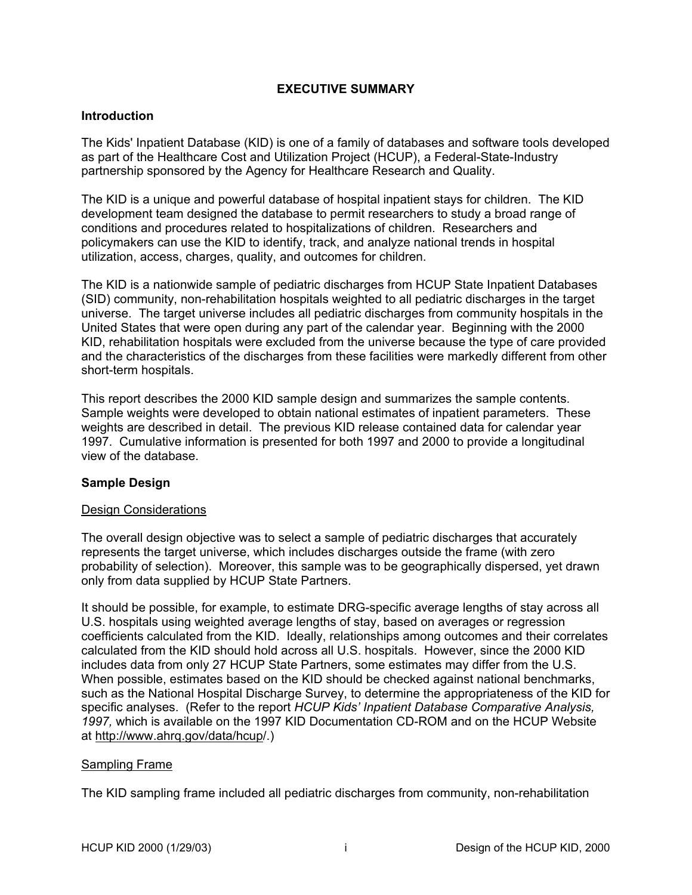# EXECUTIVE SUMMARY

## Introduction

The Kids' Inpatient Database (KID) is one of a family of databases and software tools developed as part of the Healthcare Cost and Utilization Project (HCUP), a Federal-State-Industry partnership sponsored by the Agency for Healthcare Research and Quality.

The KID is a unique and powerful database of hospital inpatient stays for children. The KID development team designed the database to permit researchers to study a broad range of conditions and procedures related to hospitalizations of children. Researchers and policymakers can use the KID to identify, track, and analyze national trends in hospital utilization, access, charges, quality, and outcomes for children.

The KID is a nationwide sample of pediatric discharges from HCUP State Inpatient Databases (SID) community, non-rehabilitation hospitals weighted to all pediatric discharges in the target universe. The target universe includes all pediatric discharges from community hospitals in the United States that were open during any part of the calendar year. Beginning with the 2000 KID, rehabilitation hospitals were excluded from the universe because the type of care provided and the characteristics of the discharges from these facilities were markedly different from other short-term hospitals.

This report describes the 2000 KID sample design and summarizes the sample contents. Sample weights were developed to obtain national estimates of inpatient parameters. These weights are described in detail. The previous KID release contained data for calendar year 1997. Cumulative information is presented for both 1997 and 2000 to provide a longitudinal view of the database.

## Sample Design

### Design Considerations

The overall design objective was to select a sample of pediatric discharges that accurately represents the target universe, which includes discharges outside the frame (with zero probability of selection). Moreover, this sample was to be geographically dispersed, yet drawn only from data supplied by HCUP State Partners.

It should be possible, for example, to estimate DRG-specific average lengths of stay across all U.S. hospitals using weighted average lengths of stay, based on averages or regression coefficients calculated from the KID. Ideally, relationships among outcomes and their correlates calculated from the KID should hold across all U.S. hospitals. However, since the 2000 KID includes data from only 27 HCUP State Partners, some estimates may differ from the U.S. When possible, estimates based on the KID should be checked against national benchmarks, such as the National Hospital Discharge Survey, to determine the appropriateness of the KID for specific analyses. (Refer to the report *HCUP Kids' Inpatient Database Comparative Analysis, 1997,* which is available on the 1997 KID Documentation CD-ROM and on the HCUP Website at http://www.ahrq.gov/data/hcup/.)

### Sampling Frame

The KID sampling frame included all pediatric discharges from community, non-rehabilitation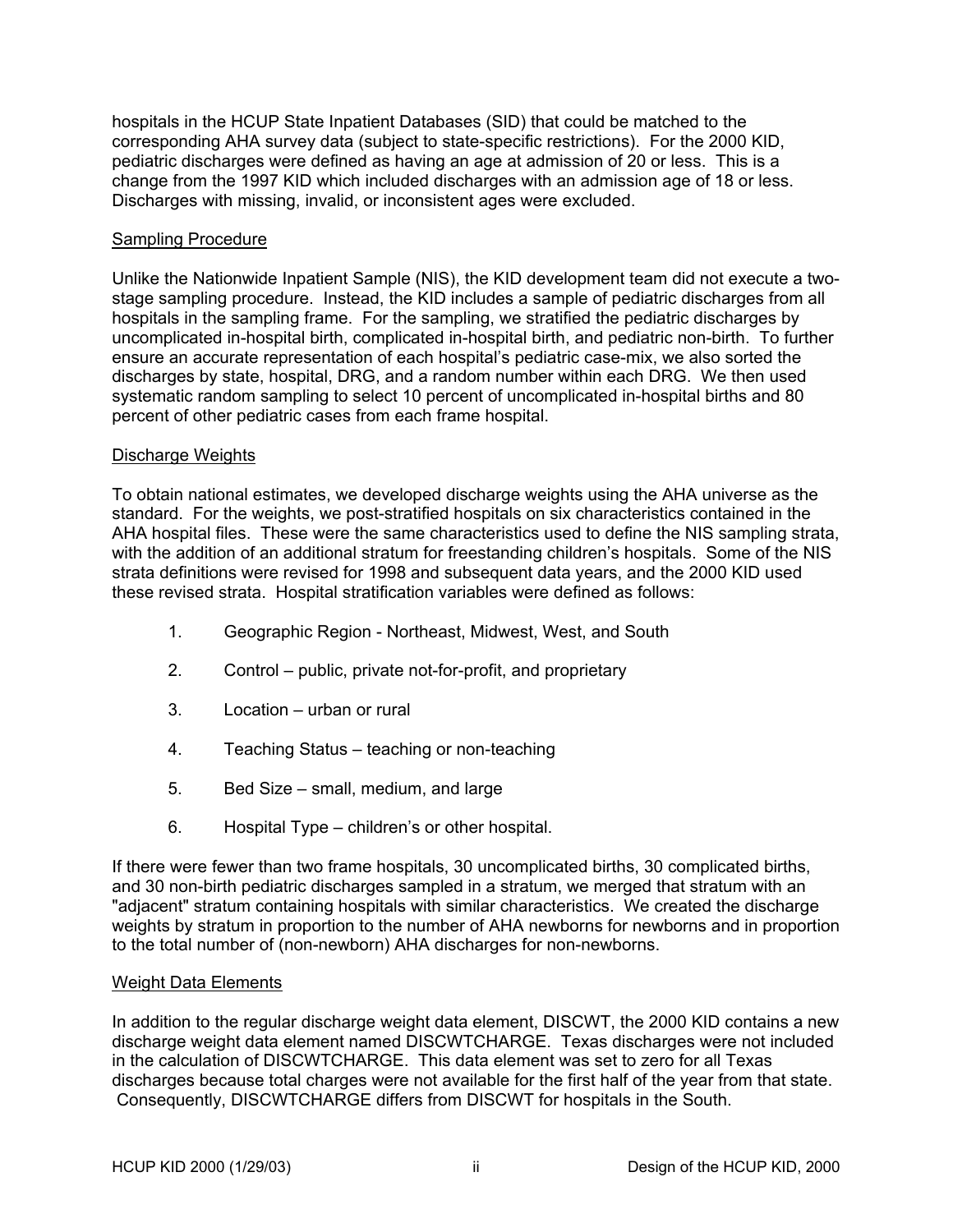hospitals in the HCUP State Inpatient Databases (SID) that could be matched to the corresponding AHA survey data (subject to state-specific restrictions). For the 2000 KID, pediatric discharges were defined as having an age at admission of 20 or less. This is a change from the 1997 KID which included discharges with an admission age of 18 or less. Discharges with missing, invalid, or inconsistent ages were excluded.

## Sampling Procedure

Unlike the Nationwide Inpatient Sample (NIS), the KID development team did not execute a two-stage sampling procedure. Instead, the KID includes a sample of pediatric discharges from all hospitals in the sampling frame. For the sampling, we stratified the pediatric discharges by uncomplicated in-hospital birth, complicated in-hospital birth, and pediatric non-birth. To further ensure an accurate representation of each hospital's pediatric case-mix, we also sorted the discharges by state, hospital, DRG, and a random number within each DRG. We then used systematic random sampling to select 10 percent of uncomplicated in-hospital births and 80 percent of other pediatric cases from each frame hospital.

## Discharge Weights

To obtain national estimates, we developed discharge weights using the AHA universe as the standard. For the weights, we post-stratified hospitals on six characteristics contained in the AHA hospital files. These were the same characteristics used to define the NIS sampling strata, with the addition of an additional stratum for freestanding children's hospitals. Some of the NIS strata definitions were revised for 1998 and subsequent data years, and the 2000 KID used these revised strata. Hospital stratification variables were defined as follows:

1. Geographic Region - Northeast, Midwest, West, and South
2. Control – public, private not-for-profit, and proprietary
3. Location – urban or rural
4. Teaching Status – teaching or non-teaching
5. Bed Size – small, medium, and large
6. Hospital Type – children's or other hospital.

If there were fewer than two frame hospitals, 30 uncomplicated births, 30 complicated births, and 30 non-birth pediatric discharges sampled in a stratum, we merged that stratum with an "adjacent" stratum containing hospitals with similar characteristics. We created the discharge weights by stratum in proportion to the number of AHA newborns for newborns and in proportion to the total number of (non-newborn) AHA discharges for non-newborns.

## Weight Data Elements

In addition to the regular discharge weight data element, DISCWT, the 2000 KID contains a new discharge weight data element named DISCWTCHARGE. Texas discharges were not included in the calculation of DISCWTCHARGE. This data element was set to zero for all Texas discharges because total charges were not available for the first half of the year from that state. Consequently, DISCWTCHARGE differs from DISCWT for hospitals in the South.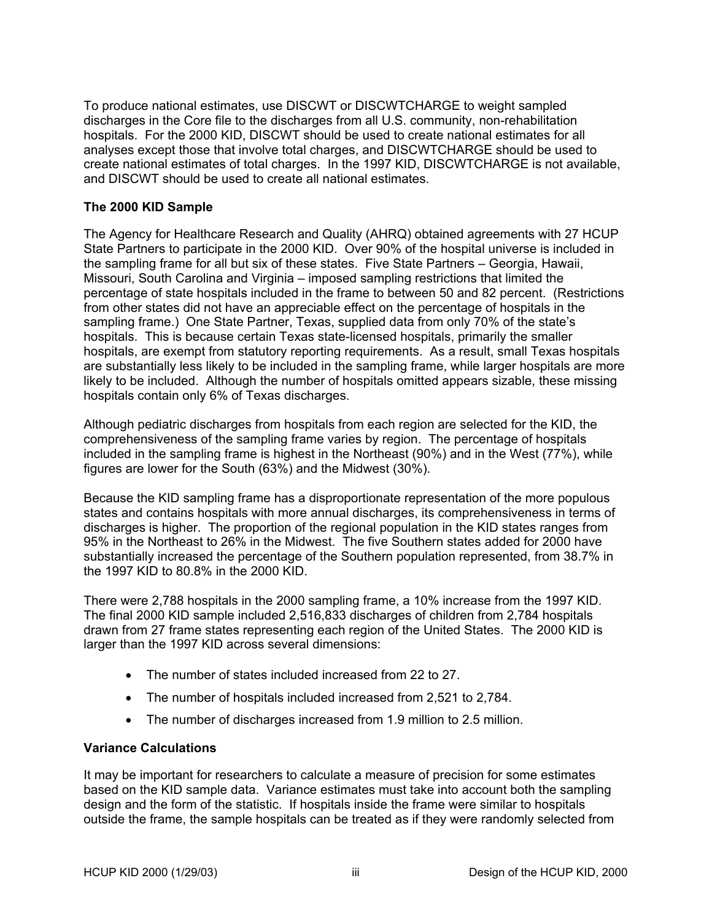To produce national estimates, use DISCWT or DISCWTCHARGE to weight sampled discharges in the Core file to the discharges from all U.S. community, non-rehabilitation hospitals. For the 2000 KID, DISCWT should be used to create national estimates for all analyses except those that involve total charges, and DISCWTCHARGE should be used to create national estimates of total charges. In the 1997 KID, DISCWTCHARGE is not available, and DISCWT should be used to create all national estimates.

**The 2000 KID Sample**

The Agency for Healthcare Research and Quality (AHRQ) obtained agreements with 27 HCUP State Partners to participate in the 2000 KID. Over 90% of the hospital universe is included in the sampling frame for all but six of these states. Five State Partners – Georgia, Hawaii, Missouri, South Carolina and Virginia – imposed sampling restrictions that limited the percentage of state hospitals included in the frame to between 50 and 82 percent. (Restrictions from other states did not have an appreciable effect on the percentage of hospitals in the sampling frame.) One State Partner, Texas, supplied data from only 70% of the state's hospitals. This is because certain Texas state-licensed hospitals, primarily the smaller hospitals, are exempt from statutory reporting requirements. As a result, small Texas hospitals are substantially less likely to be included in the sampling frame, while larger hospitals are more likely to be included. Although the number of hospitals omitted appears sizable, these missing hospitals contain only 6% of Texas discharges.

Although pediatric discharges from hospitals from each region are selected for the KID, the comprehensiveness of the sampling frame varies by region. The percentage of hospitals included in the sampling frame is highest in the Northeast (90%) and in the West (77%), while figures are lower for the South (63%) and the Midwest (30%).

Because the KID sampling frame has a disproportionate representation of the more populous states and contains hospitals with more annual discharges, its comprehensiveness in terms of discharges is higher. The proportion of the regional population in the KID states ranges from 95% in the Northeast to 26% in the Midwest. The five Southern states added for 2000 have substantially increased the percentage of the Southern population represented, from 38.7% in the 1997 KID to 80.8% in the 2000 KID.

There were 2,788 hospitals in the 2000 sampling frame, a 10% increase from the 1997 KID. The final 2000 KID sample included 2,516,833 discharges of children from 2,784 hospitals drawn from 27 frame states representing each region of the United States. The 2000 KID is larger than the 1997 KID across several dimensions:

- The number of states included increased from 22 to 27.
- The number of hospitals included increased from 2,521 to 2,784.
- The number of discharges increased from 1.9 million to 2.5 million.

**Variance Calculations**

It may be important for researchers to calculate a measure of precision for some estimates based on the KID sample data. Variance estimates must take into account both the sampling design and the form of the statistic. If hospitals inside the frame were similar to hospitals outside the frame, the sample hospitals can be treated as if they were randomly selected from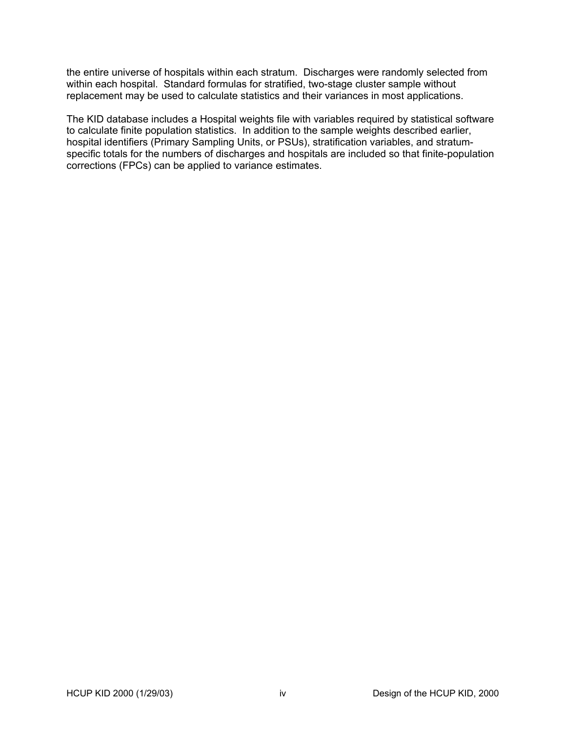the entire universe of hospitals within each stratum. Discharges were randomly selected from within each hospital. Standard formulas for stratified, two-stage cluster sample without replacement may be used to calculate statistics and their variances in most applications.

The KID database includes a Hospital weights file with variables required by statistical software to calculate finite population statistics. In addition to the sample weights described earlier, hospital identifiers (Primary Sampling Units, or PSUs), stratification variables, and stratum-specific totals for the numbers of discharges and hospitals are included so that finite-population corrections (FPCs) can be applied to variance estimates.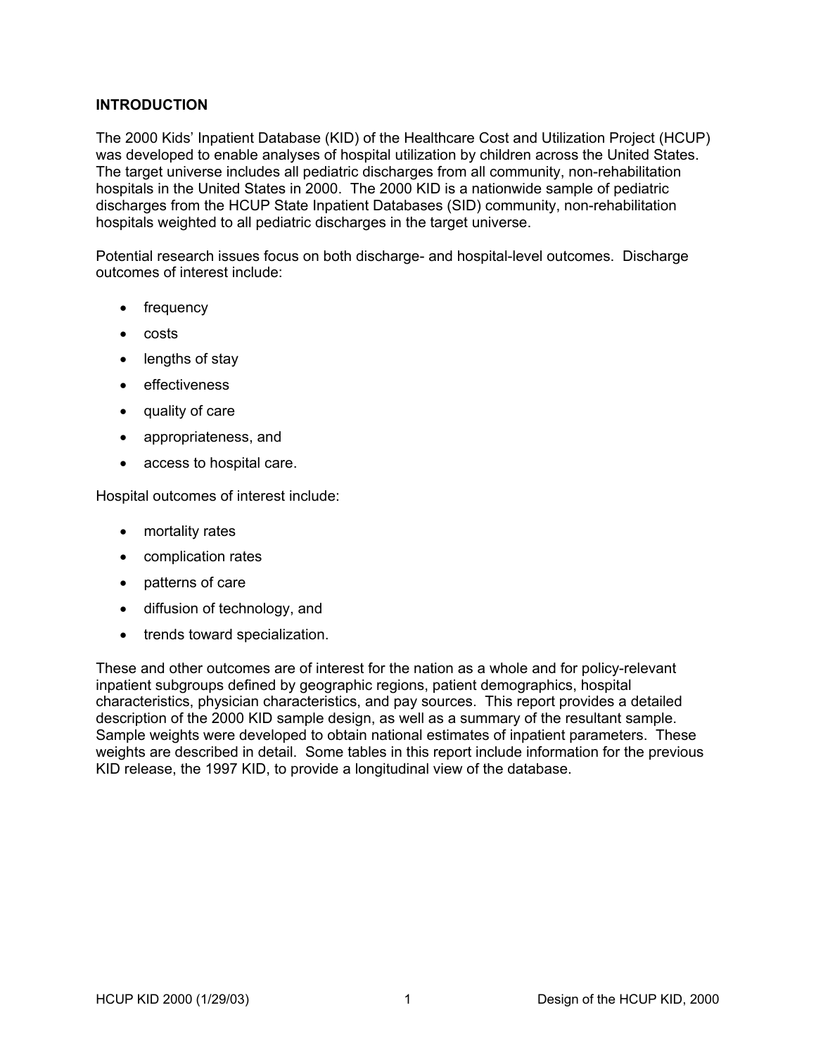## INTRODUCTION

The 2000 Kids' Inpatient Database (KID) of the Healthcare Cost and Utilization Project (HCUP) was developed to enable analyses of hospital utilization by children across the United States. The target universe includes all pediatric discharges from all community, non-rehabilitation hospitals in the United States in 2000. The 2000 KID is a nationwide sample of pediatric discharges from the HCUP State Inpatient Databases (SID) community, non-rehabilitation hospitals weighted to all pediatric discharges in the target universe.

Potential research issues focus on both discharge- and hospital-level outcomes. Discharge outcomes of interest include:

- frequency
- costs
- lengths of stay
- effectiveness
- quality of care
- appropriateness, and
- access to hospital care.

Hospital outcomes of interest include:

- mortality rates
- complication rates
- patterns of care
- diffusion of technology, and
- trends toward specialization.

These and other outcomes are of interest for the nation as a whole and for policy-relevant inpatient subgroups defined by geographic regions, patient demographics, hospital characteristics, physician characteristics, and pay sources. This report provides a detailed description of the 2000 KID sample design, as well as a summary of the resultant sample. Sample weights were developed to obtain national estimates of inpatient parameters. These weights are described in detail. Some tables in this report include information for the previous KID release, the 1997 KID, to provide a longitudinal view of the database.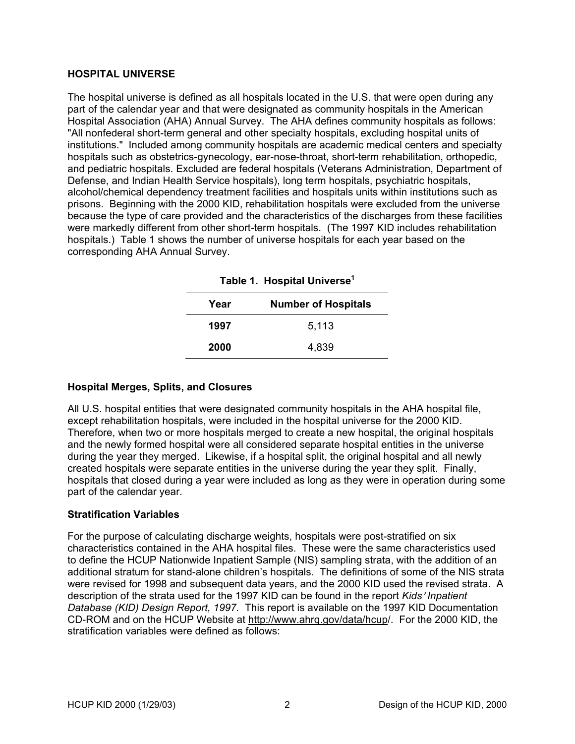## HOSPITAL UNIVERSE

The hospital universe is defined as all hospitals located in the U.S. that were open during any part of the calendar year and that were designated as community hospitals in the American Hospital Association (AHA) Annual Survey. The AHA defines community hospitals as follows: "All nonfederal short-term general and other specialty hospitals, excluding hospital units of institutions." Included among community hospitals are academic medical centers and specialty hospitals such as obstetrics-gynecology, ear-nose-throat, short-term rehabilitation, orthopedic, and pediatric hospitals. Excluded are federal hospitals (Veterans Administration, Department of Defense, and Indian Health Service hospitals), long term hospitals, psychiatric hospitals, alcohol/chemical dependency treatment facilities and hospitals units within institutions such as prisons. Beginning with the 2000 KID, rehabilitation hospitals were excluded from the universe because the type of care provided and the characteristics of the discharges from these facilities were markedly different from other short-term hospitals. (The 1997 KID includes rehabilitation hospitals.) Table 1 shows the number of universe hospitals for each year based on the corresponding AHA Annual Survey.

**Table 1. Hospital Universe[1]**

| Year | Number of Hospitals |
|---|---|
| **1997** | 5,113 |
| **2000** | 4,839 |

### Hospital Merges, Splits, and Closures

All U.S. hospital entities that were designated community hospitals in the AHA hospital file, except rehabilitation hospitals, were included in the hospital universe for the 2000 KID. Therefore, when two or more hospitals merged to create a new hospital, the original hospitals and the newly formed hospital were all considered separate hospital entities in the universe during the year they merged. Likewise, if a hospital split, the original hospital and all newly created hospitals were separate entities in the universe during the year they split. Finally, hospitals that closed during a year were included as long as they were in operation during some part of the calendar year.

### Stratification Variables

For the purpose of calculating discharge weights, hospitals were post-stratified on six characteristics contained in the AHA hospital files. These were the same characteristics used to define the HCUP Nationwide Inpatient Sample (NIS) sampling strata, with the addition of an additional stratum for stand-alone children's hospitals. The definitions of some of the NIS strata were revised for 1998 and subsequent data years, and the 2000 KID used the revised strata. A description of the strata used for the 1997 KID can be found in the report *Kids' Inpatient Database (KID) Design Report, 1997.* This report is available on the 1997 KID Documentation CD-ROM and on the HCUP Website at http://www.ahrq.gov/data/hcup/. For the 2000 KID, the stratification variables were defined as follows: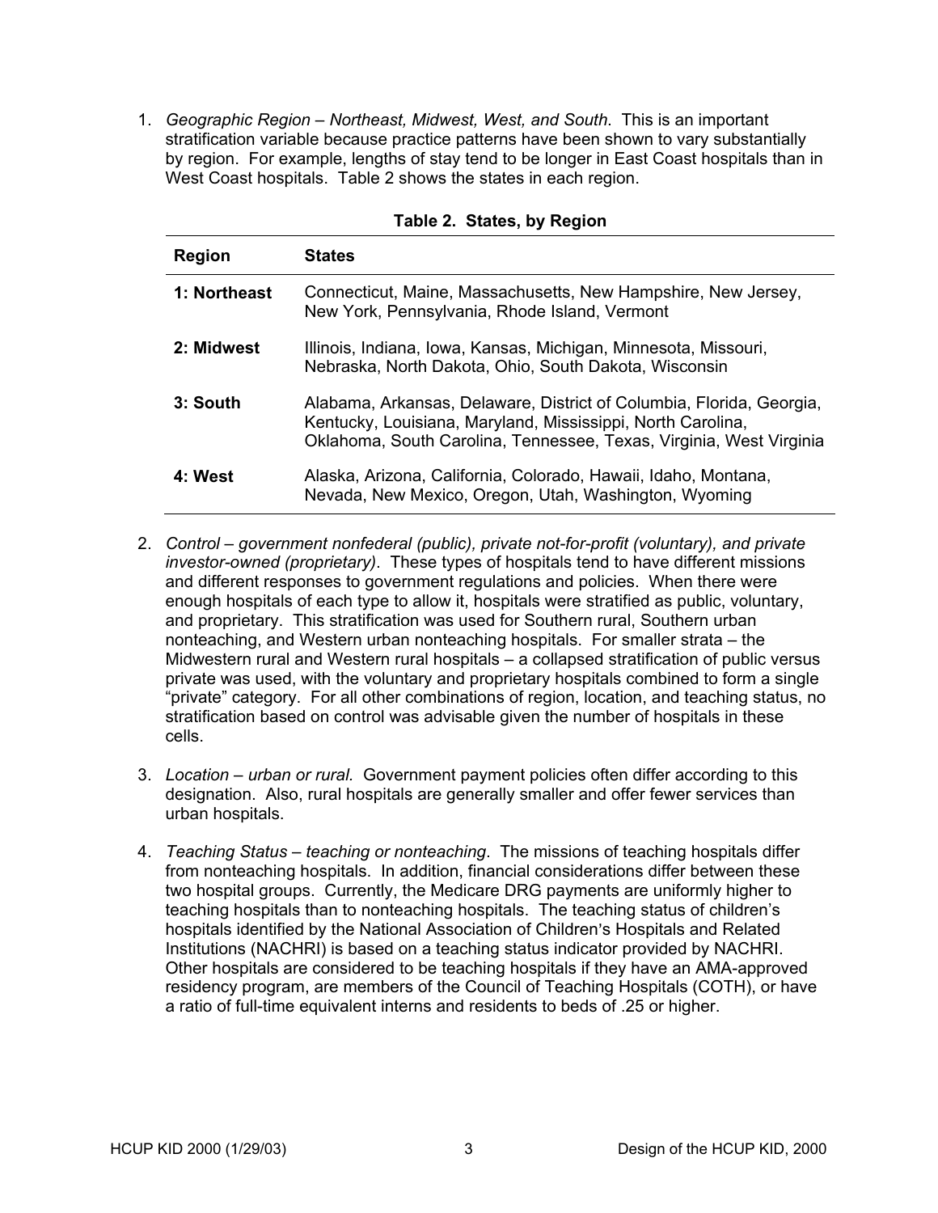1. *Geographic Region – Northeast, Midwest, West, and South*. This is an important stratification variable because practice patterns have been shown to vary substantially by region. For example, lengths of stay tend to be longer in East Coast hospitals than in West Coast hospitals. Table 2 shows the states in each region.

**Table 2. States, by Region**

| Region | States |
|---|---|
| **1: Northeast** | Connecticut, Maine, Massachusetts, New Hampshire, New Jersey, New York, Pennsylvania, Rhode Island, Vermont |
| **2: Midwest** | Illinois, Indiana, Iowa, Kansas, Michigan, Minnesota, Missouri, Nebraska, North Dakota, Ohio, South Dakota, Wisconsin |
| **3: South** | Alabama, Arkansas, Delaware, District of Columbia, Florida, Georgia, Kentucky, Louisiana, Maryland, Mississippi, North Carolina, Oklahoma, South Carolina, Tennessee, Texas, Virginia, West Virginia |
| **4: West** | Alaska, Arizona, California, Colorado, Hawaii, Idaho, Montana, Nevada, New Mexico, Oregon, Utah, Washington, Wyoming |

2. *Control – government nonfederal (public), private not-for-profit (voluntary), and private investor-owned (proprietary)*. These types of hospitals tend to have different missions and different responses to government regulations and policies. When there were enough hospitals of each type to allow it, hospitals were stratified as public, voluntary, and proprietary. This stratification was used for Southern rural, Southern urban nonteaching, and Western urban nonteaching hospitals. For smaller strata – the Midwestern rural and Western rural hospitals – a collapsed stratification of public versus private was used, with the voluntary and proprietary hospitals combined to form a single "private" category. For all other combinations of region, location, and teaching status, no stratification based on control was advisable given the number of hospitals in these cells.

3. *Location – urban or rural.* Government payment policies often differ according to this designation. Also, rural hospitals are generally smaller and offer fewer services than urban hospitals.

4. *Teaching Status – teaching or nonteaching*. The missions of teaching hospitals differ from nonteaching hospitals. In addition, financial considerations differ between these two hospital groups. Currently, the Medicare DRG payments are uniformly higher to teaching hospitals than to nonteaching hospitals. The teaching status of children's hospitals identified by the National Association of Children's Hospitals and Related Institutions (NACHRI) is based on a teaching status indicator provided by NACHRI. Other hospitals are considered to be teaching hospitals if they have an AMA-approved residency program, are members of the Council of Teaching Hospitals (COTH), or have a ratio of full-time equivalent interns and residents to beds of .25 or higher.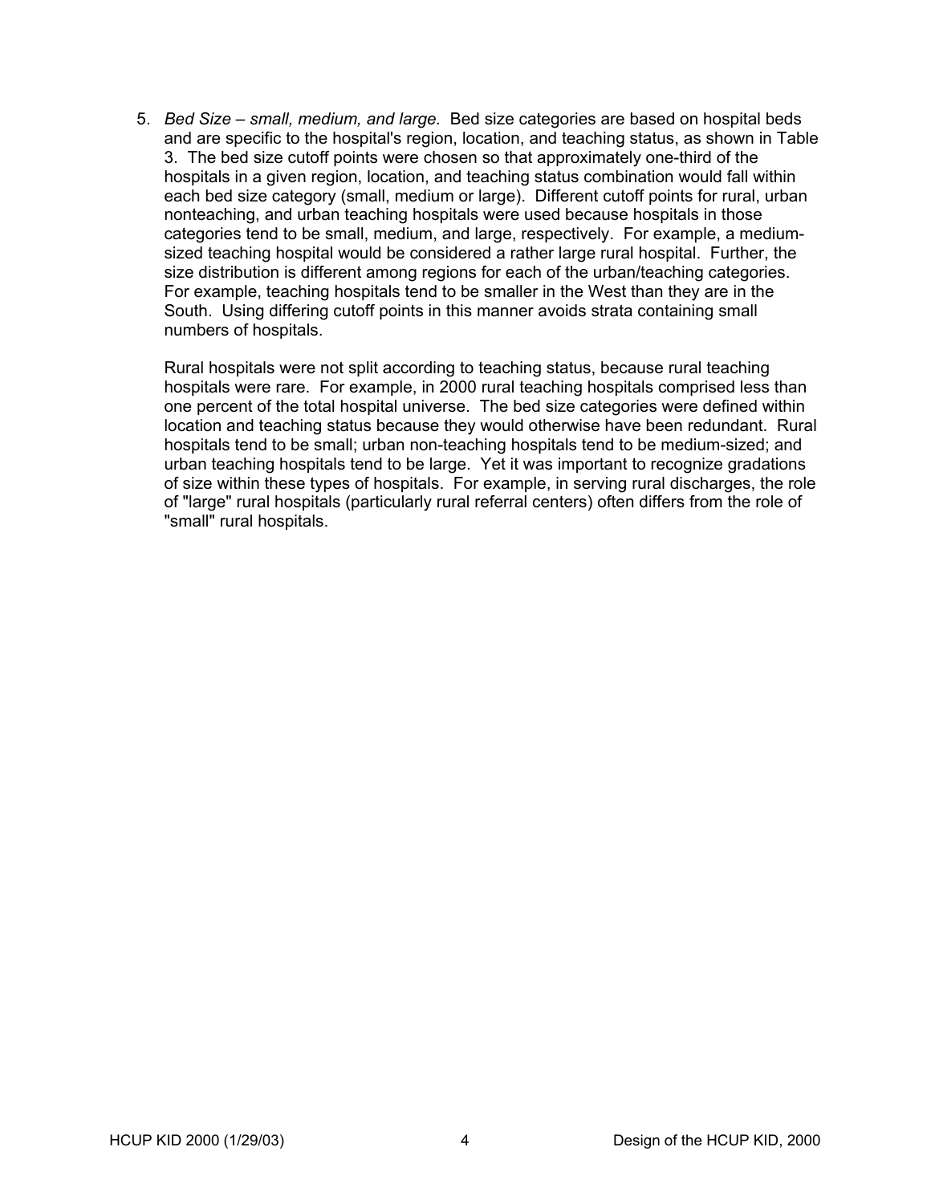5. *Bed Size – small, medium, and large.* Bed size categories are based on hospital beds and are specific to the hospital's region, location, and teaching status, as shown in Table 3. The bed size cutoff points were chosen so that approximately one-third of the hospitals in a given region, location, and teaching status combination would fall within each bed size category (small, medium or large). Different cutoff points for rural, urban nonteaching, and urban teaching hospitals were used because hospitals in those categories tend to be small, medium, and large, respectively. For example, a medium-sized teaching hospital would be considered a rather large rural hospital. Further, the size distribution is different among regions for each of the urban/teaching categories. For example, teaching hospitals tend to be smaller in the West than they are in the South. Using differing cutoff points in this manner avoids strata containing small numbers of hospitals.

   Rural hospitals were not split according to teaching status, because rural teaching hospitals were rare. For example, in 2000 rural teaching hospitals comprised less than one percent of the total hospital universe. The bed size categories were defined within location and teaching status because they would otherwise have been redundant. Rural hospitals tend to be small; urban non-teaching hospitals tend to be medium-sized; and urban teaching hospitals tend to be large. Yet it was important to recognize gradations of size within these types of hospitals. For example, in serving rural discharges, the role of "large" rural hospitals (particularly rural referral centers) often differs from the role of "small" rural hospitals.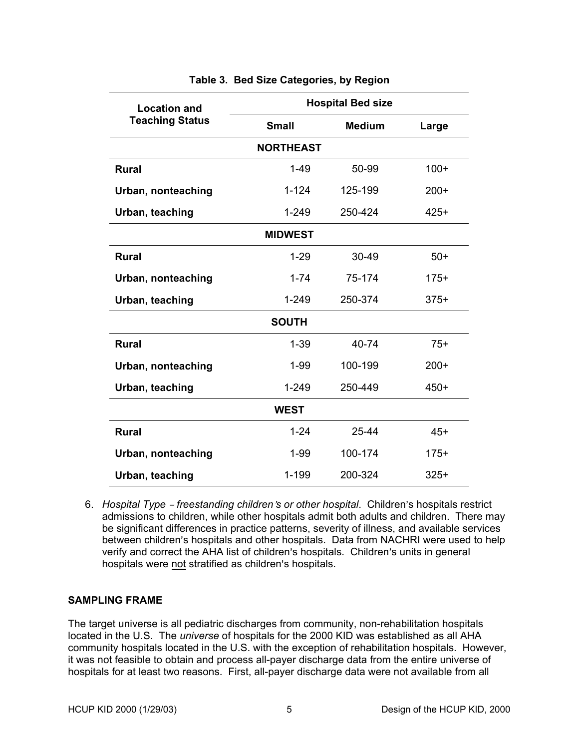**Table 3. Bed Size Categories, by Region**

| Location and Teaching Status | Hospital Bed size | | |
|---|---|---|---|
| | **Small** | **Medium** | **Large** |
| **NORTHEAST** | | | |
| **Rural** | 1-49 | 50-99 | 100+ |
| **Urban, nonteaching** | 1-124 | 125-199 | 200+ |
| **Urban, teaching** | 1-249 | 250-424 | 425+ |
| **MIDWEST** | | | |
| **Rural** | 1-29 | 30-49 | 50+ |
| **Urban, nonteaching** | 1-74 | 75-174 | 175+ |
| **Urban, teaching** | 1-249 | 250-374 | 375+ |
| **SOUTH** | | | |
| **Rural** | 1-39 | 40-74 | 75+ |
| **Urban, nonteaching** | 1-99 | 100-199 | 200+ |
| **Urban, teaching** | 1-249 | 250-449 | 450+ |
| **WEST** | | | |
| **Rural** | 1-24 | 25-44 | 45+ |
| **Urban, nonteaching** | 1-99 | 100-174 | 175+ |
| **Urban, teaching** | 1-199 | 200-324 | 325+ |

6. *Hospital Type – freestanding children's or other hospital*. Children's hospitals restrict admissions to children, while other hospitals admit both adults and children. There may be significant differences in practice patterns, severity of illness, and available services between children's hospitals and other hospitals. Data from NACHRI were used to help verify and correct the AHA list of children's hospitals. Children's units in general hospitals were not stratified as children's hospitals.

## SAMPLING FRAME

The target universe is all pediatric discharges from community, non-rehabilitation hospitals located in the U.S. The *universe* of hospitals for the 2000 KID was established as all AHA community hospitals located in the U.S. with the exception of rehabilitation hospitals. However, it was not feasible to obtain and process all-payer discharge data from the entire universe of hospitals for at least two reasons. First, all-payer discharge data were not available from all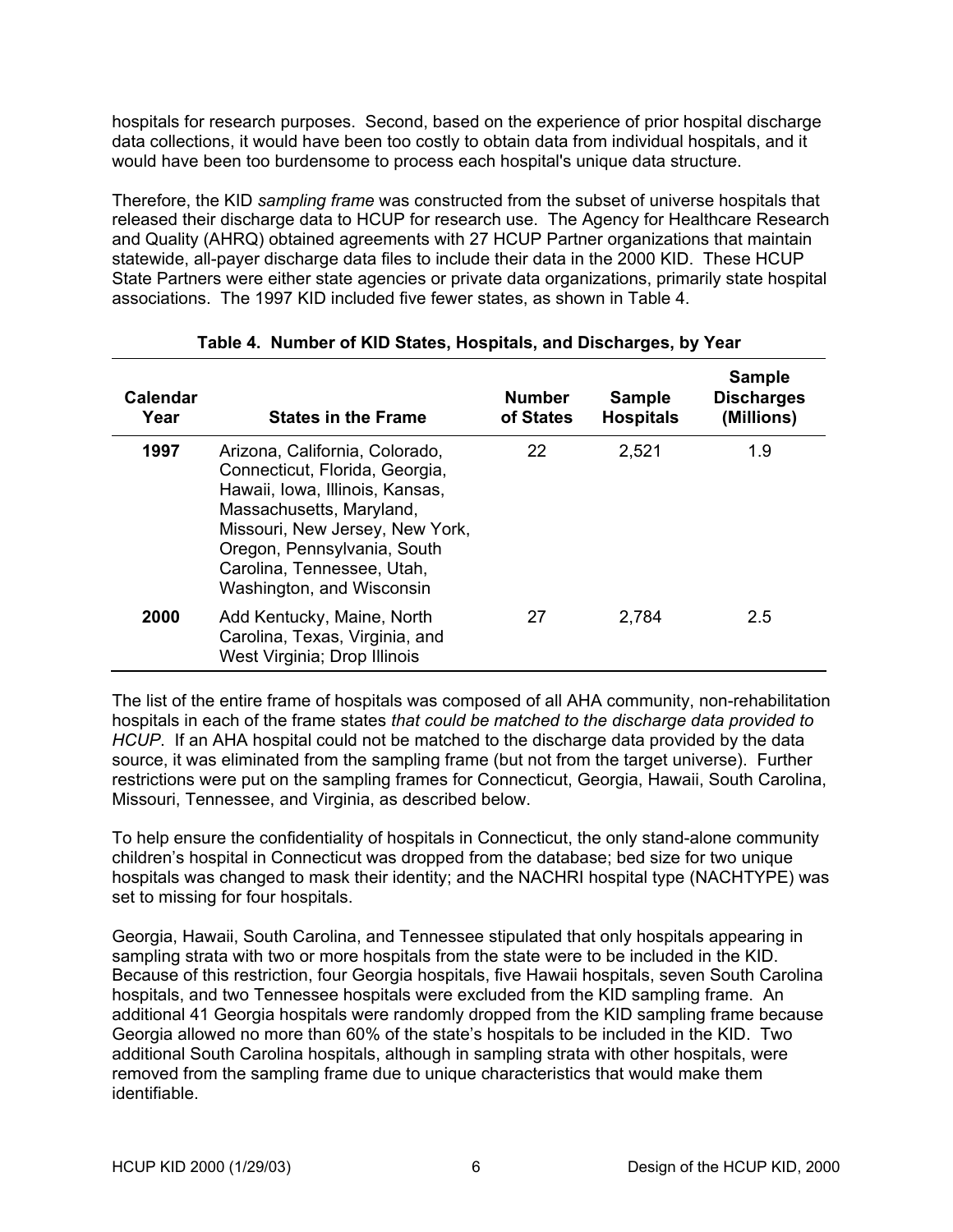hospitals for research purposes. Second, based on the experience of prior hospital discharge data collections, it would have been too costly to obtain data from individual hospitals, and it would have been too burdensome to process each hospital's unique data structure.

Therefore, the KID *sampling frame* was constructed from the subset of universe hospitals that released their discharge data to HCUP for research use. The Agency for Healthcare Research and Quality (AHRQ) obtained agreements with 27 HCUP Partner organizations that maintain statewide, all-payer discharge data files to include their data in the 2000 KID. These HCUP State Partners were either state agencies or private data organizations, primarily state hospital associations. The 1997 KID included five fewer states, as shown in Table 4.

**Table 4. Number of KID States, Hospitals, and Discharges, by Year**

| Calendar Year | States in the Frame | Number of States | Sample Hospitals | Sample Discharges (Millions) |
|---|---|---|---|---|
| **1997** | Arizona, California, Colorado, Connecticut, Florida, Georgia, Hawaii, Iowa, Illinois, Kansas, Massachusetts, Maryland, Missouri, New Jersey, New York, Oregon, Pennsylvania, South Carolina, Tennessee, Utah, Washington, and Wisconsin | 22 | 2,521 | 1.9 |
| **2000** | Add Kentucky, Maine, North Carolina, Texas, Virginia, and West Virginia; Drop Illinois | 27 | 2,784 | 2.5 |

The list of the entire frame of hospitals was composed of all AHA community, non-rehabilitation hospitals in each of the frame states *that could be matched to the discharge data provided to HCUP*. If an AHA hospital could not be matched to the discharge data provided by the data source, it was eliminated from the sampling frame (but not from the target universe). Further restrictions were put on the sampling frames for Connecticut, Georgia, Hawaii, South Carolina, Missouri, Tennessee, and Virginia, as described below.

To help ensure the confidentiality of hospitals in Connecticut, the only stand-alone community children's hospital in Connecticut was dropped from the database; bed size for two unique hospitals was changed to mask their identity; and the NACHRI hospital type (NACHTYPE) was set to missing for four hospitals.

Georgia, Hawaii, South Carolina, and Tennessee stipulated that only hospitals appearing in sampling strata with two or more hospitals from the state were to be included in the KID. Because of this restriction, four Georgia hospitals, five Hawaii hospitals, seven South Carolina hospitals, and two Tennessee hospitals were excluded from the KID sampling frame. An additional 41 Georgia hospitals were randomly dropped from the KID sampling frame because Georgia allowed no more than 60% of the state's hospitals to be included in the KID. Two additional South Carolina hospitals, although in sampling strata with other hospitals, were removed from the sampling frame due to unique characteristics that would make them identifiable.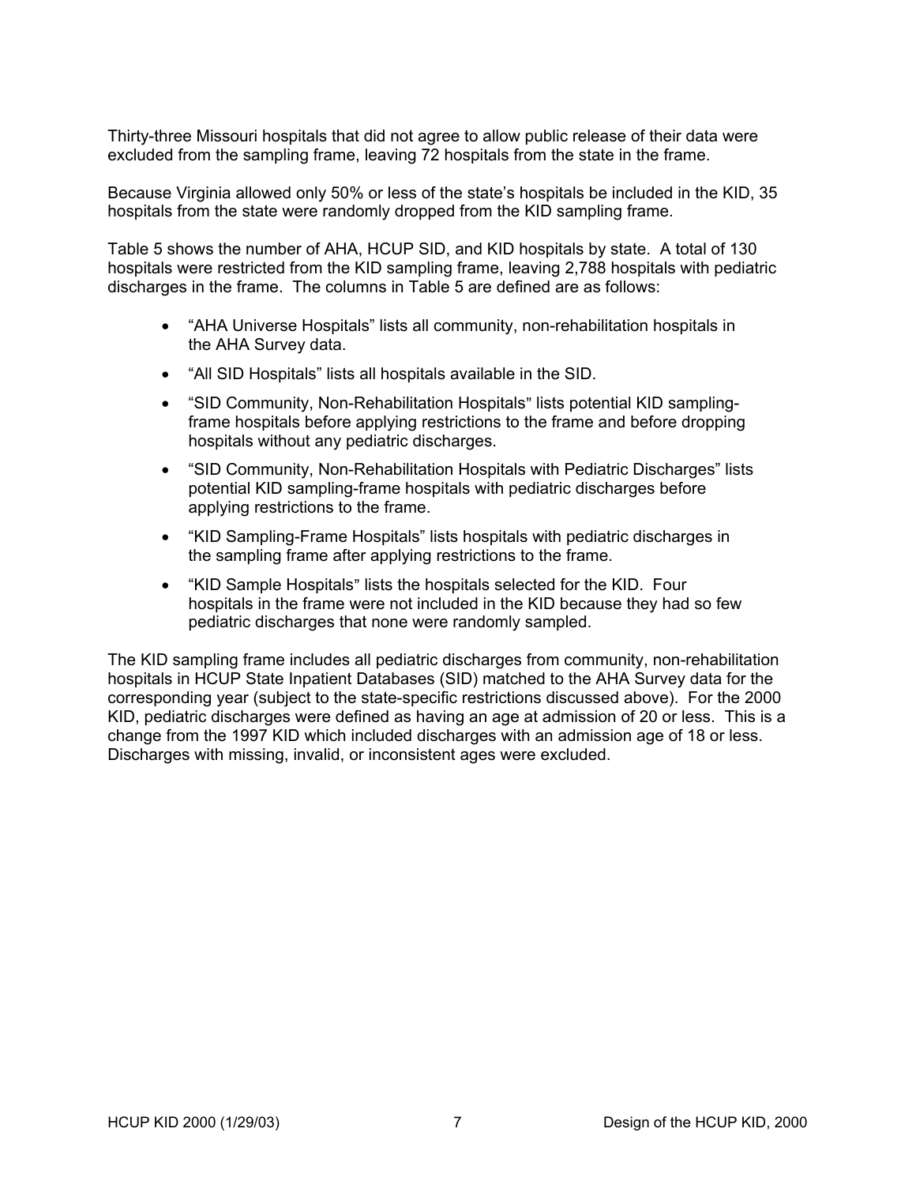Thirty-three Missouri hospitals that did not agree to allow public release of their data were excluded from the sampling frame, leaving 72 hospitals from the state in the frame.

Because Virginia allowed only 50% or less of the state's hospitals be included in the KID, 35 hospitals from the state were randomly dropped from the KID sampling frame.

Table 5 shows the number of AHA, HCUP SID, and KID hospitals by state. A total of 130 hospitals were restricted from the KID sampling frame, leaving 2,788 hospitals with pediatric discharges in the frame. The columns in Table 5 are defined are as follows:

- "AHA Universe Hospitals" lists all community, non-rehabilitation hospitals in the AHA Survey data.
- "All SID Hospitals" lists all hospitals available in the SID.
- "SID Community, Non-Rehabilitation Hospitals" lists potential KID sampling-frame hospitals before applying restrictions to the frame and before dropping hospitals without any pediatric discharges.
- "SID Community, Non-Rehabilitation Hospitals with Pediatric Discharges" lists potential KID sampling-frame hospitals with pediatric discharges before applying restrictions to the frame.
- "KID Sampling-Frame Hospitals" lists hospitals with pediatric discharges in the sampling frame after applying restrictions to the frame.
- "KID Sample Hospitals" lists the hospitals selected for the KID. Four hospitals in the frame were not included in the KID because they had so few pediatric discharges that none were randomly sampled.

The KID sampling frame includes all pediatric discharges from community, non-rehabilitation hospitals in HCUP State Inpatient Databases (SID) matched to the AHA Survey data for the corresponding year (subject to the state-specific restrictions discussed above). For the 2000 KID, pediatric discharges were defined as having an age at admission of 20 or less. This is a change from the 1997 KID which included discharges with an admission age of 18 or less. Discharges with missing, invalid, or inconsistent ages were excluded.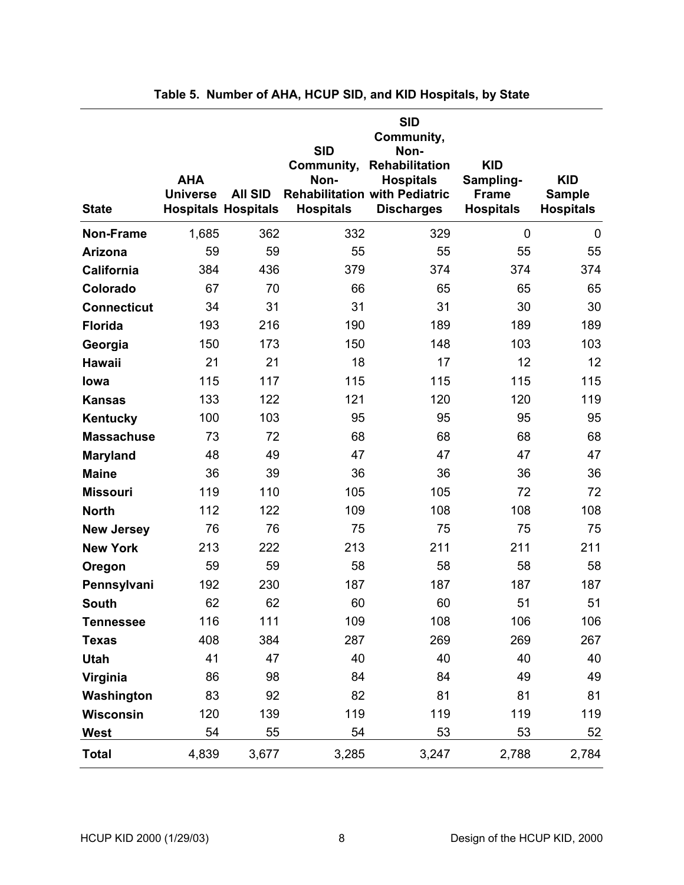**Table 5. Number of AHA, HCUP SID, and KID Hospitals, by State**

| State | AHA Universe Hospitals | All SID Hospitals | SID Community, Non-Rehabilitation Hospitals | SID Community, Non-Rehabilitation Hospitals with Pediatric Discharges | KID Sampling-Frame Hospitals | KID Sample Hospitals |
|---|---|---|---|---|---|---|
| **Non-Frame** | 1,685 | 362 | 332 | 329 | 0 | 0 |
| **Arizona** | 59 | 59 | 55 | 55 | 55 | 55 |
| **California** | 384 | 436 | 379 | 374 | 374 | 374 |
| **Colorado** | 67 | 70 | 66 | 65 | 65 | 65 |
| **Connecticut** | 34 | 31 | 31 | 31 | 30 | 30 |
| **Florida** | 193 | 216 | 190 | 189 | 189 | 189 |
| **Georgia** | 150 | 173 | 150 | 148 | 103 | 103 |
| **Hawaii** | 21 | 21 | 18 | 17 | 12 | 12 |
| **Iowa** | 115 | 117 | 115 | 115 | 115 | 115 |
| **Kansas** | 133 | 122 | 121 | 120 | 120 | 119 |
| **Kentucky** | 100 | 103 | 95 | 95 | 95 | 95 |
| **Massachuse** | 73 | 72 | 68 | 68 | 68 | 68 |
| **Maryland** | 48 | 49 | 47 | 47 | 47 | 47 |
| **Maine** | 36 | 39 | 36 | 36 | 36 | 36 |
| **Missouri** | 119 | 110 | 105 | 105 | 72 | 72 |
| **North** | 112 | 122 | 109 | 108 | 108 | 108 |
| **New Jersey** | 76 | 76 | 75 | 75 | 75 | 75 |
| **New York** | 213 | 222 | 213 | 211 | 211 | 211 |
| **Oregon** | 59 | 59 | 58 | 58 | 58 | 58 |
| **Pennsylvani** | 192 | 230 | 187 | 187 | 187 | 187 |
| **South** | 62 | 62 | 60 | 60 | 51 | 51 |
| **Tennessee** | 116 | 111 | 109 | 108 | 106 | 106 |
| **Texas** | 408 | 384 | 287 | 269 | 269 | 267 |
| **Utah** | 41 | 47 | 40 | 40 | 40 | 40 |
| **Virginia** | 86 | 98 | 84 | 84 | 49 | 49 |
| **Washington** | 83 | 92 | 82 | 81 | 81 | 81 |
| **Wisconsin** | 120 | 139 | 119 | 119 | 119 | 119 |
| **West** | 54 | 55 | 54 | 53 | 53 | 52 |
| **Total** | 4,839 | 3,677 | 3,285 | 3,247 | 2,788 | 2,784 |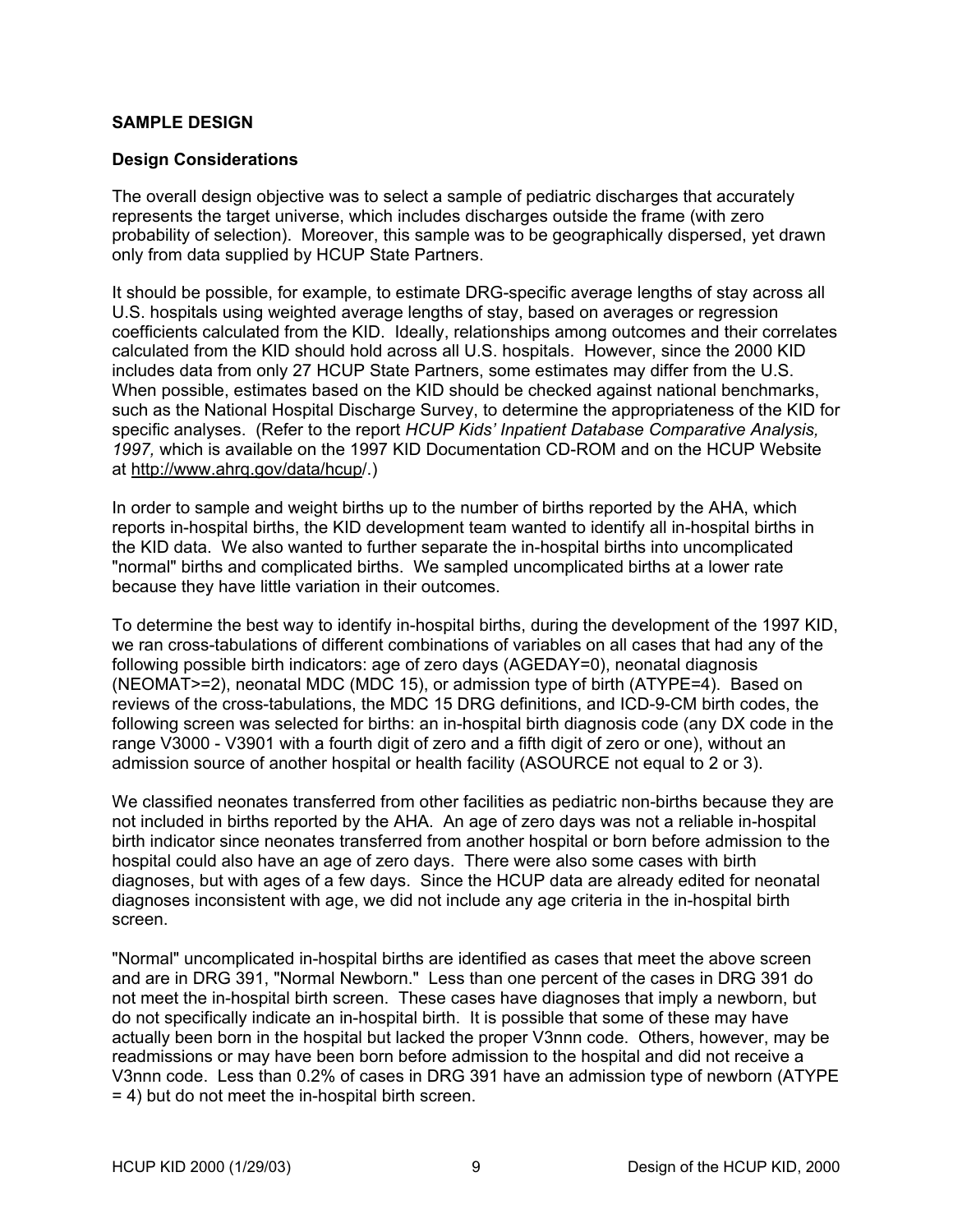## SAMPLE DESIGN

### Design Considerations

The overall design objective was to select a sample of pediatric discharges that accurately represents the target universe, which includes discharges outside the frame (with zero probability of selection). Moreover, this sample was to be geographically dispersed, yet drawn only from data supplied by HCUP State Partners.

It should be possible, for example, to estimate DRG-specific average lengths of stay across all U.S. hospitals using weighted average lengths of stay, based on averages or regression coefficients calculated from the KID. Ideally, relationships among outcomes and their correlates calculated from the KID should hold across all U.S. hospitals. However, since the 2000 KID includes data from only 27 HCUP State Partners, some estimates may differ from the U.S. When possible, estimates based on the KID should be checked against national benchmarks, such as the National Hospital Discharge Survey, to determine the appropriateness of the KID for specific analyses. (Refer to the report *HCUP Kids' Inpatient Database Comparative Analysis, 1997,* which is available on the 1997 KID Documentation CD-ROM and on the HCUP Website at http://www.ahrq.gov/data/hcup/.)

In order to sample and weight births up to the number of births reported by the AHA, which reports in-hospital births, the KID development team wanted to identify all in-hospital births in the KID data. We also wanted to further separate the in-hospital births into uncomplicated "normal" births and complicated births. We sampled uncomplicated births at a lower rate because they have little variation in their outcomes.

To determine the best way to identify in-hospital births, during the development of the 1997 KID, we ran cross-tabulations of different combinations of variables on all cases that had any of the following possible birth indicators: age of zero days (AGEDAY=0), neonatal diagnosis (NEOMAT>=2), neonatal MDC (MDC 15), or admission type of birth (ATYPE=4). Based on reviews of the cross-tabulations, the MDC 15 DRG definitions, and ICD-9-CM birth codes, the following screen was selected for births: an in-hospital birth diagnosis code (any DX code in the range V3000 - V3901 with a fourth digit of zero and a fifth digit of zero or one), without an admission source of another hospital or health facility (ASOURCE not equal to 2 or 3).

We classified neonates transferred from other facilities as pediatric non-births because they are not included in births reported by the AHA. An age of zero days was not a reliable in-hospital birth indicator since neonates transferred from another hospital or born before admission to the hospital could also have an age of zero days. There were also some cases with birth diagnoses, but with ages of a few days. Since the HCUP data are already edited for neonatal diagnoses inconsistent with age, we did not include any age criteria in the in-hospital birth screen.

"Normal" uncomplicated in-hospital births are identified as cases that meet the above screen and are in DRG 391, "Normal Newborn." Less than one percent of the cases in DRG 391 do not meet the in-hospital birth screen. These cases have diagnoses that imply a newborn, but do not specifically indicate an in-hospital birth. It is possible that some of these may have actually been born in the hospital but lacked the proper V3nnn code. Others, however, may be readmissions or may have been born before admission to the hospital and did not receive a V3nnn code. Less than 0.2% of cases in DRG 391 have an admission type of newborn (ATYPE = 4) but do not meet the in-hospital birth screen.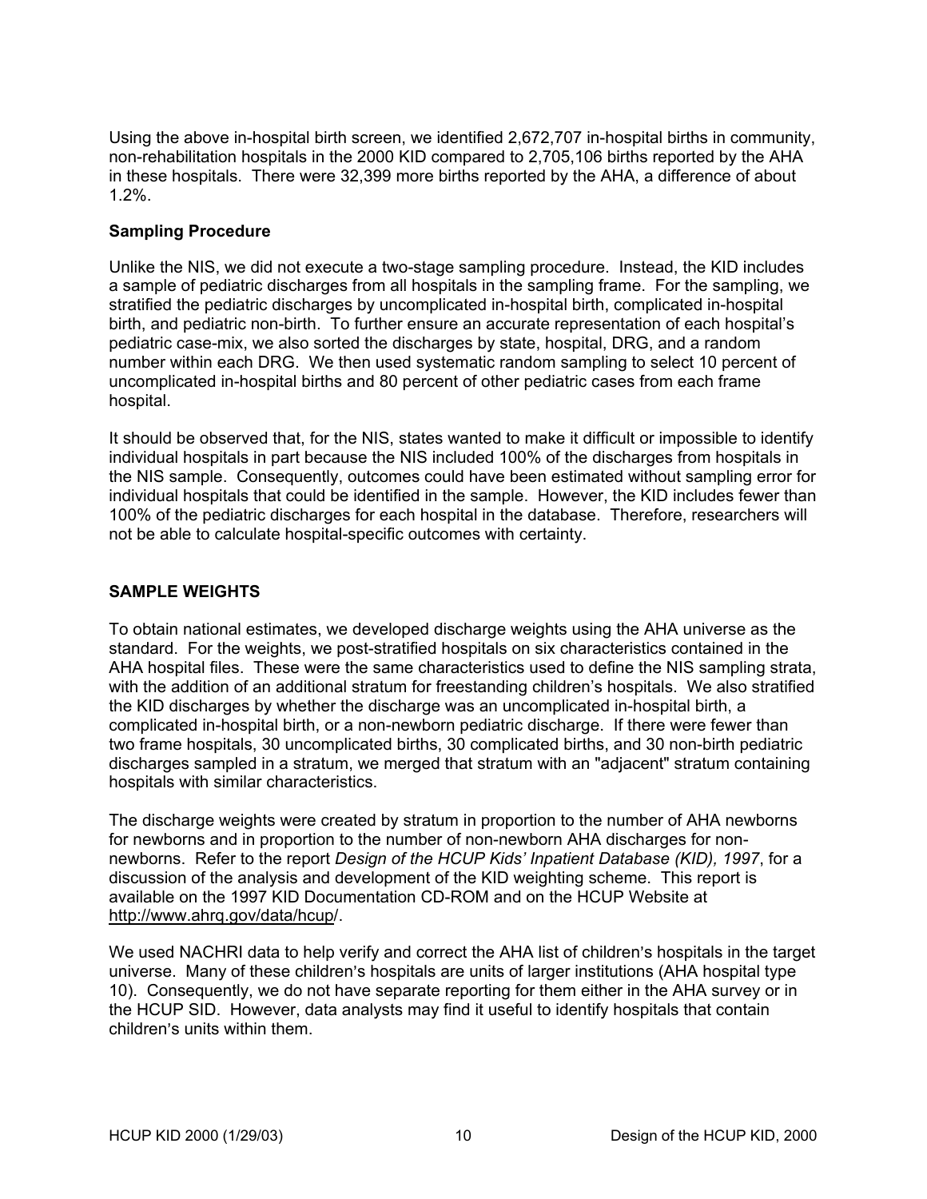Using the above in-hospital birth screen, we identified 2,672,707 in-hospital births in community, non-rehabilitation hospitals in the 2000 KID compared to 2,705,106 births reported by the AHA in these hospitals. There were 32,399 more births reported by the AHA, a difference of about 1.2%.

### Sampling Procedure

Unlike the NIS, we did not execute a two-stage sampling procedure. Instead, the KID includes a sample of pediatric discharges from all hospitals in the sampling frame. For the sampling, we stratified the pediatric discharges by uncomplicated in-hospital birth, complicated in-hospital birth, and pediatric non-birth. To further ensure an accurate representation of each hospital's pediatric case-mix, we also sorted the discharges by state, hospital, DRG, and a random number within each DRG. We then used systematic random sampling to select 10 percent of uncomplicated in-hospital births and 80 percent of other pediatric cases from each frame hospital.

It should be observed that, for the NIS, states wanted to make it difficult or impossible to identify individual hospitals in part because the NIS included 100% of the discharges from hospitals in the NIS sample. Consequently, outcomes could have been estimated without sampling error for individual hospitals that could be identified in the sample. However, the KID includes fewer than 100% of the pediatric discharges for each hospital in the database. Therefore, researchers will not be able to calculate hospital-specific outcomes with certainty.

## SAMPLE WEIGHTS

To obtain national estimates, we developed discharge weights using the AHA universe as the standard. For the weights, we post-stratified hospitals on six characteristics contained in the AHA hospital files. These were the same characteristics used to define the NIS sampling strata, with the addition of an additional stratum for freestanding children's hospitals. We also stratified the KID discharges by whether the discharge was an uncomplicated in-hospital birth, a complicated in-hospital birth, or a non-newborn pediatric discharge. If there were fewer than two frame hospitals, 30 uncomplicated births, 30 complicated births, and 30 non-birth pediatric discharges sampled in a stratum, we merged that stratum with an "adjacent" stratum containing hospitals with similar characteristics.

The discharge weights were created by stratum in proportion to the number of AHA newborns for newborns and in proportion to the number of non-newborn AHA discharges for non-newborns. Refer to the report *Design of the HCUP Kids' Inpatient Database (KID), 1997*, for a discussion of the analysis and development of the KID weighting scheme. This report is available on the 1997 KID Documentation CD-ROM and on the HCUP Website at http://www.ahrq.gov/data/hcup/.

We used NACHRI data to help verify and correct the AHA list of children's hospitals in the target universe. Many of these children's hospitals are units of larger institutions (AHA hospital type 10). Consequently, we do not have separate reporting for them either in the AHA survey or in the HCUP SID. However, data analysts may find it useful to identify hospitals that contain children's units within them.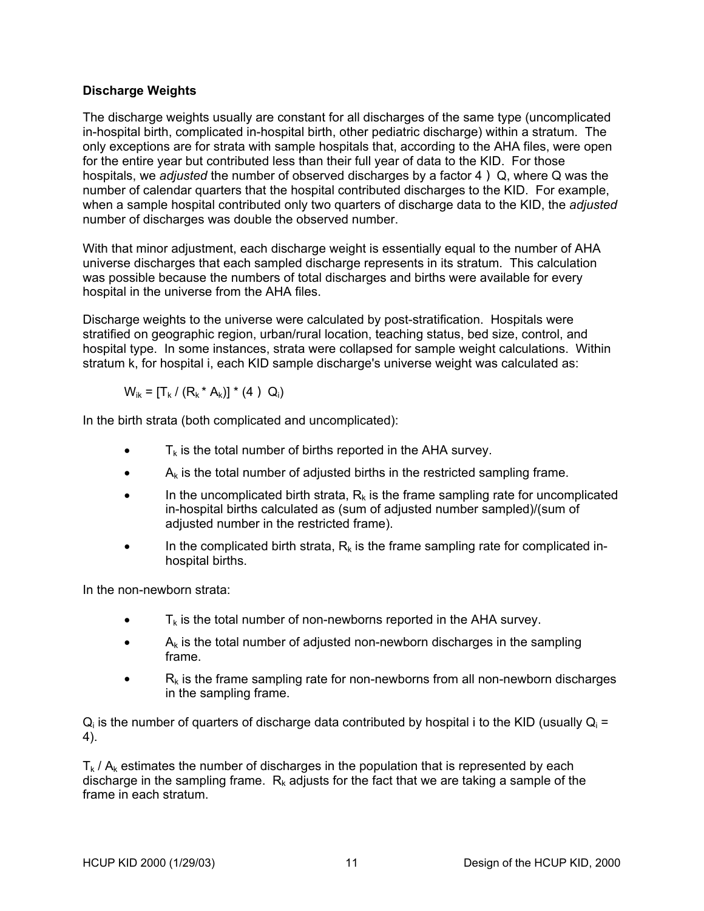### Discharge Weights

The discharge weights usually are constant for all discharges of the same type (uncomplicated in-hospital birth, complicated in-hospital birth, other pediatric discharge) within a stratum. The only exceptions are for strata with sample hospitals that, according to the AHA files, were open for the entire year but contributed less than their full year of data to the KID. For those hospitals, we *adjusted* the number of observed discharges by a factor 4 ) Q, where Q was the number of calendar quarters that the hospital contributed discharges to the KID. For example, when a sample hospital contributed only two quarters of discharge data to the KID, the *adjusted* number of discharges was double the observed number.

With that minor adjustment, each discharge weight is essentially equal to the number of AHA universe discharges that each sampled discharge represents in its stratum. This calculation was possible because the numbers of total discharges and births were available for every hospital in the universe from the AHA files.

Discharge weights to the universe were calculated by post-stratification. Hospitals were stratified on geographic region, urban/rural location, teaching status, bed size, control, and hospital type. In some instances, strata were collapsed for sample weight calculations. Within stratum k, for hospital i, each KID sample discharge's universe weight was calculated as:

$$W_{ik} = [T_k / (R_k * A_k)] * (4 \text{ ) } Q_i)$$

In the birth strata (both complicated and uncomplicated):

- $T_k$ is the total number of births reported in the AHA survey.
- $A_k$ is the total number of adjusted births in the restricted sampling frame.
- In the uncomplicated birth strata, $R_k$ is the frame sampling rate for uncomplicated in-hospital births calculated as (sum of adjusted number sampled)/(sum of adjusted number in the restricted frame).
- In the complicated birth strata, $R_k$ is the frame sampling rate for complicated in-hospital births.

In the non-newborn strata:

- $T_k$ is the total number of non-newborns reported in the AHA survey.
- $A_k$ is the total number of adjusted non-newborn discharges in the sampling frame.
- $R_k$ is the frame sampling rate for non-newborns from all non-newborn discharges in the sampling frame.

$Q_i$ is the number of quarters of discharge data contributed by hospital i to the KID (usually $Q_i$ = 4).

$T_k / A_k$ estimates the number of discharges in the population that is represented by each discharge in the sampling frame. $R_k$ adjusts for the fact that we are taking a sample of the frame in each stratum.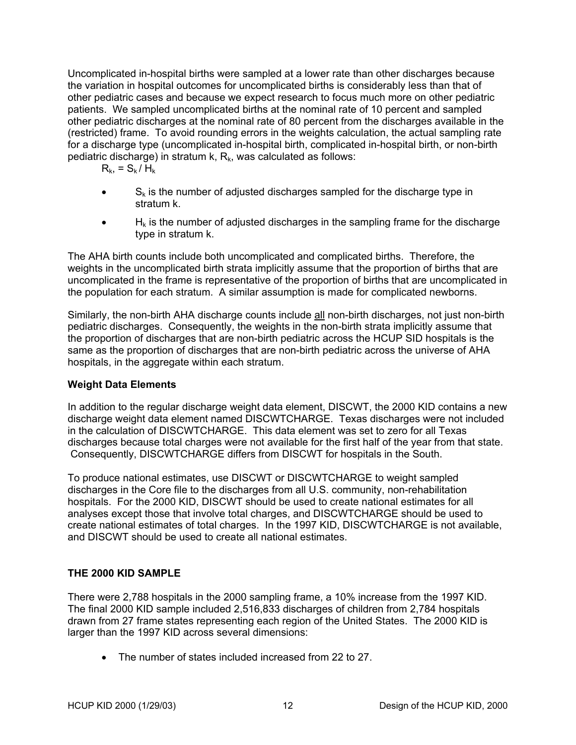Uncomplicated in-hospital births were sampled at a lower rate than other discharges because the variation in hospital outcomes for uncomplicated births is considerably less than that of other pediatric cases and because we expect research to focus much more on other pediatric patients. We sampled uncomplicated births at the nominal rate of 10 percent and sampled other pediatric discharges at the nominal rate of 80 percent from the discharges available in the (restricted) frame. To avoid rounding errors in the weights calculation, the actual sampling rate for a discharge type (uncomplicated in-hospital birth, complicated in-hospital birth, or non-birth pediatric discharge) in stratum k, $R_k$, was calculated as follows:

$R_k$, = $S_k$ / $H_k$

- $S_k$ is the number of adjusted discharges sampled for the discharge type in stratum k.
- $H_k$ is the number of adjusted discharges in the sampling frame for the discharge type in stratum k.

The AHA birth counts include both uncomplicated and complicated births. Therefore, the weights in the uncomplicated birth strata implicitly assume that the proportion of births that are uncomplicated in the frame is representative of the proportion of births that are uncomplicated in the population for each stratum. A similar assumption is made for complicated newborns.

Similarly, the non-birth AHA discharge counts include all non-birth discharges, not just non-birth pediatric discharges. Consequently, the weights in the non-birth strata implicitly assume that the proportion of discharges that are non-birth pediatric across the HCUP SID hospitals is the same as the proportion of discharges that are non-birth pediatric across the universe of AHA hospitals, in the aggregate within each stratum.

### Weight Data Elements

In addition to the regular discharge weight data element, DISCWT, the 2000 KID contains a new discharge weight data element named DISCWTCHARGE. Texas discharges were not included in the calculation of DISCWTCHARGE. This data element was set to zero for all Texas discharges because total charges were not available for the first half of the year from that state. Consequently, DISCWTCHARGE differs from DISCWT for hospitals in the South.

To produce national estimates, use DISCWT or DISCWTCHARGE to weight sampled discharges in the Core file to the discharges from all U.S. community, non-rehabilitation hospitals. For the 2000 KID, DISCWT should be used to create national estimates for all analyses except those that involve total charges, and DISCWTCHARGE should be used to create national estimates of total charges. In the 1997 KID, DISCWTCHARGE is not available, and DISCWT should be used to create all national estimates.

## THE 2000 KID SAMPLE

There were 2,788 hospitals in the 2000 sampling frame, a 10% increase from the 1997 KID. The final 2000 KID sample included 2,516,833 discharges of children from 2,784 hospitals drawn from 27 frame states representing each region of the United States. The 2000 KID is larger than the 1997 KID across several dimensions:

- The number of states included increased from 22 to 27.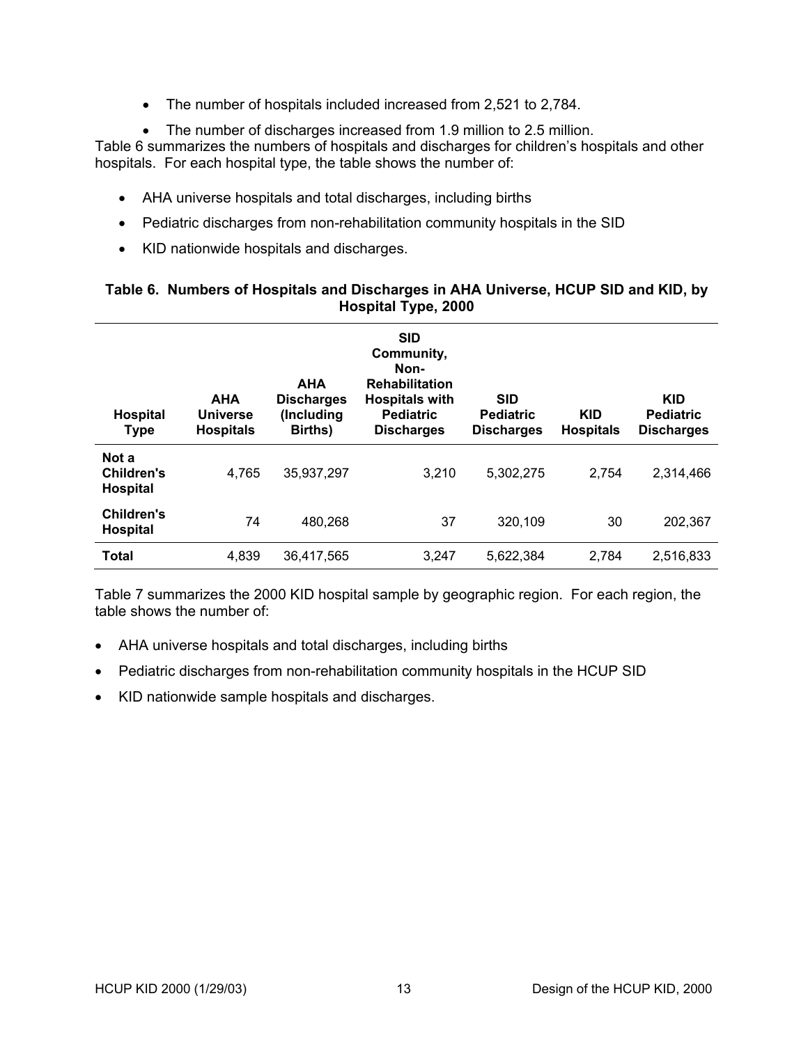- The number of hospitals included increased from 2,521 to 2,784.
- The number of discharges increased from 1.9 million to 2.5 million.

Table 6 summarizes the numbers of hospitals and discharges for children's hospitals and other hospitals. For each hospital type, the table shows the number of:

- AHA universe hospitals and total discharges, including births
- Pediatric discharges from non-rehabilitation community hospitals in the SID
- KID nationwide hospitals and discharges.

**Table 6. Numbers of Hospitals and Discharges in AHA Universe, HCUP SID and KID, by Hospital Type, 2000**

| Hospital Type | AHA Universe Hospitals | AHA Discharges (Including Births) | SID Community, Non-Rehabilitation Hospitals with Pediatric Discharges | SID Pediatric Discharges | KID Hospitals | KID Pediatric Discharges |
|---|---|---|---|---|---|---|
| **Not a Children's Hospital** | 4,765 | 35,937,297 | 3,210 | 5,302,275 | 2,754 | 2,314,466 |
| **Children's Hospital** | 74 | 480,268 | 37 | 320,109 | 30 | 202,367 |
| **Total** | 4,839 | 36,417,565 | 3,247 | 5,622,384 | 2,784 | 2,516,833 |

Table 7 summarizes the 2000 KID hospital sample by geographic region. For each region, the table shows the number of:

- AHA universe hospitals and total discharges, including births
- Pediatric discharges from non-rehabilitation community hospitals in the HCUP SID
- KID nationwide sample hospitals and discharges.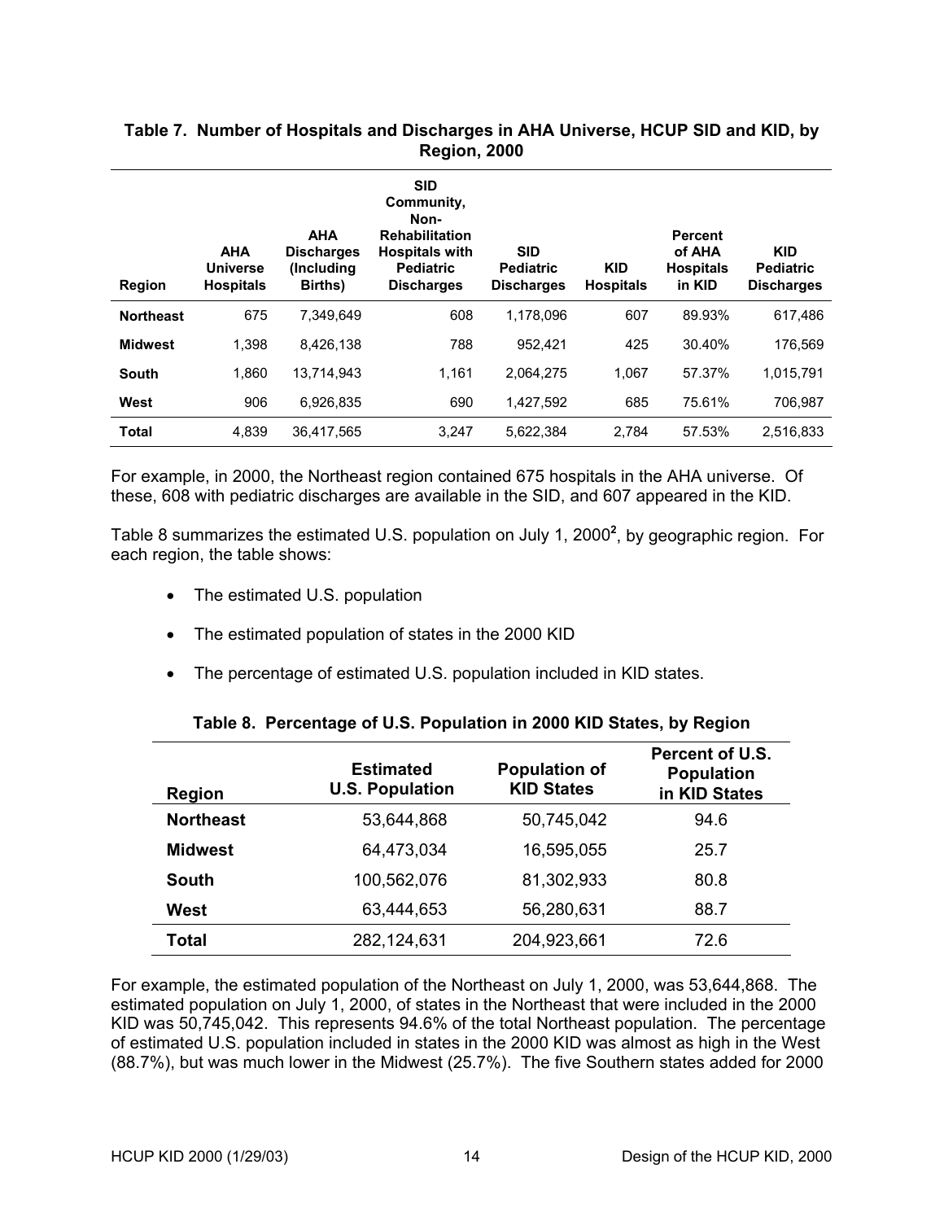**Table 7. Number of Hospitals and Discharges in AHA Universe, HCUP SID and KID, by Region, 2000**

| Region | AHA Universe Hospitals | AHA Discharges (Including Births) | SID Community, Non-Rehabilitation Hospitals with Pediatric Discharges | SID Pediatric Discharges | KID Hospitals | Percent of AHA Hospitals in KID | KID Pediatric Discharges |
|---|---|---|---|---|---|---|---|
| **Northeast** | 675 | 7,349,649 | 608 | 1,178,096 | 607 | 89.93% | 617,486 |
| **Midwest** | 1,398 | 8,426,138 | 788 | 952,421 | 425 | 30.40% | 176,569 |
| **South** | 1,860 | 13,714,943 | 1,161 | 2,064,275 | 1,067 | 57.37% | 1,015,791 |
| **West** | 906 | 6,926,835 | 690 | 1,427,592 | 685 | 75.61% | 706,987 |
| **Total** | 4,839 | 36,417,565 | 3,247 | 5,622,384 | 2,784 | 57.53% | 2,516,833 |

For example, in 2000, the Northeast region contained 675 hospitals in the AHA universe. Of these, 608 with pediatric discharges are available in the SID, and 607 appeared in the KID.

Table 8 summarizes the estimated U.S. population on July 1, 2000[2], by geographic region. For each region, the table shows:

- The estimated U.S. population
- The estimated population of states in the 2000 KID
- The percentage of estimated U.S. population included in KID states.

**Table 8. Percentage of U.S. Population in 2000 KID States, by Region**

| Region | Estimated U.S. Population | Population of KID States | Percent of U.S. Population in KID States |
|---|---|---|---|
| **Northeast** | 53,644,868 | 50,745,042 | 94.6 |
| **Midwest** | 64,473,034 | 16,595,055 | 25.7 |
| **South** | 100,562,076 | 81,302,933 | 80.8 |
| **West** | 63,444,653 | 56,280,631 | 88.7 |
| **Total** | 282,124,631 | 204,923,661 | 72.6 |

For example, the estimated population of the Northeast on July 1, 2000, was 53,644,868. The estimated population on July 1, 2000, of states in the Northeast that were included in the 2000 KID was 50,745,042. This represents 94.6% of the total Northeast population. The percentage of estimated U.S. population included in states in the 2000 KID was almost as high in the West (88.7%), but was much lower in the Midwest (25.7%). The five Southern states added for 2000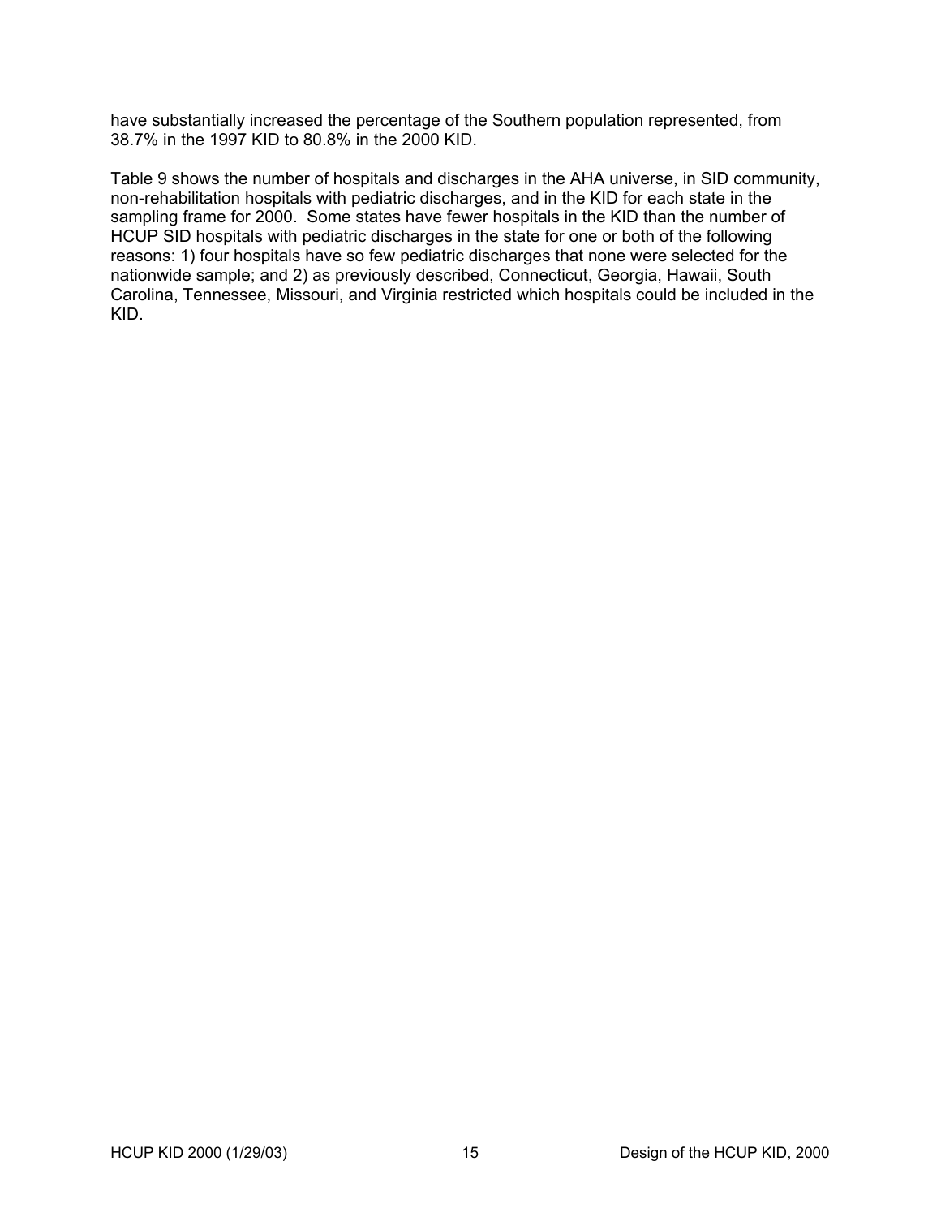have substantially increased the percentage of the Southern population represented, from 38.7% in the 1997 KID to 80.8% in the 2000 KID.

Table 9 shows the number of hospitals and discharges in the AHA universe, in SID community, non-rehabilitation hospitals with pediatric discharges, and in the KID for each state in the sampling frame for 2000. Some states have fewer hospitals in the KID than the number of HCUP SID hospitals with pediatric discharges in the state for one or both of the following reasons: 1) four hospitals have so few pediatric discharges that none were selected for the nationwide sample; and 2) as previously described, Connecticut, Georgia, Hawaii, South Carolina, Tennessee, Missouri, and Virginia restricted which hospitals could be included in the KID.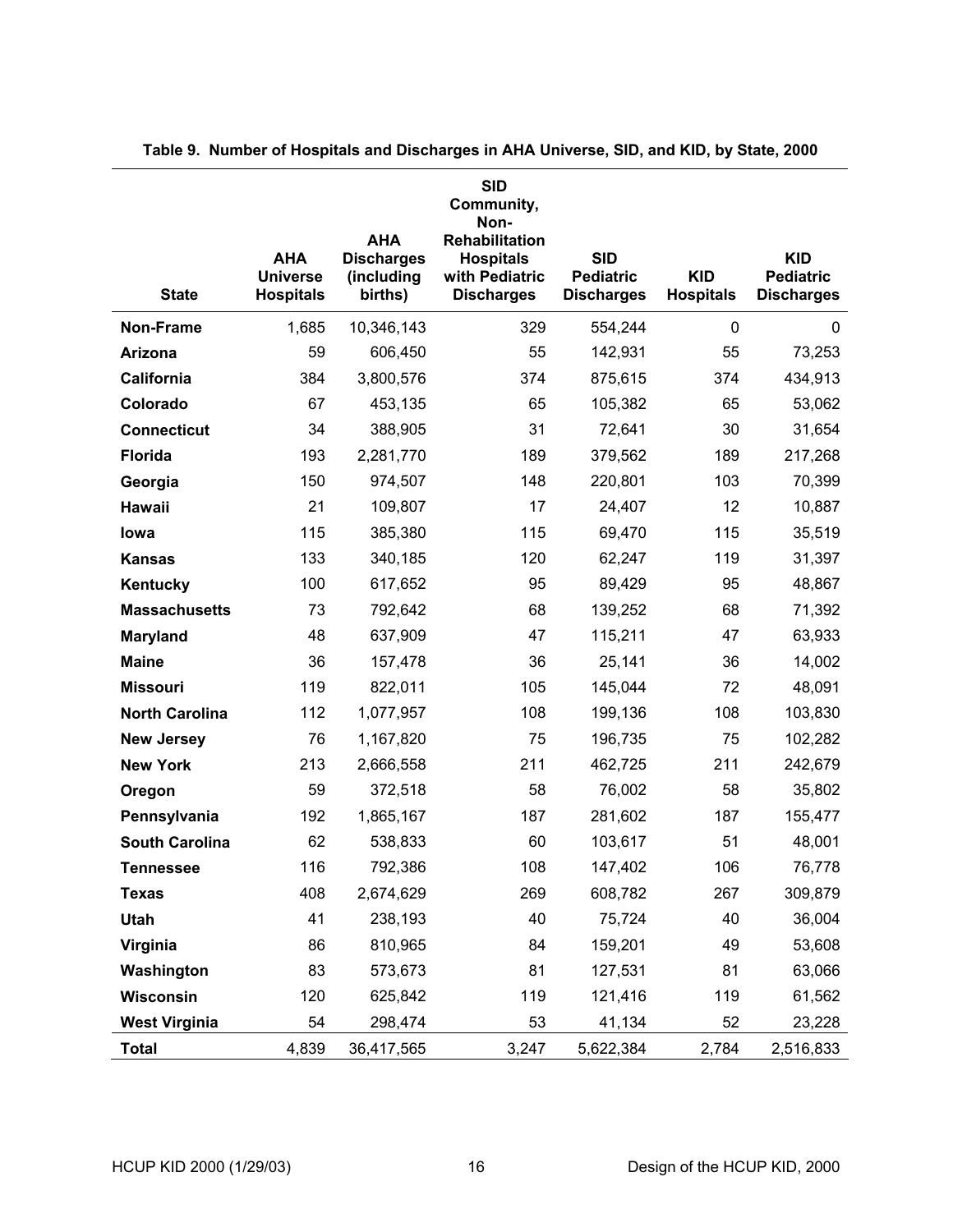**Table 9. Number of Hospitals and Discharges in AHA Universe, SID, and KID, by State, 2000**

| State | AHA Universe Hospitals | AHA Discharges (including births) | SID Community, Non-Rehabilitation Hospitals with Pediatric Discharges | SID Pediatric Discharges | KID Hospitals | KID Pediatric Discharges |
|---|---|---|---|---|---|---|
| **Non-Frame** | 1,685 | 10,346,143 | 329 | 554,244 | 0 | 0 |
| **Arizona** | 59 | 606,450 | 55 | 142,931 | 55 | 73,253 |
| **California** | 384 | 3,800,576 | 374 | 875,615 | 374 | 434,913 |
| **Colorado** | 67 | 453,135 | 65 | 105,382 | 65 | 53,062 |
| **Connecticut** | 34 | 388,905 | 31 | 72,641 | 30 | 31,654 |
| **Florida** | 193 | 2,281,770 | 189 | 379,562 | 189 | 217,268 |
| **Georgia** | 150 | 974,507 | 148 | 220,801 | 103 | 70,399 |
| **Hawaii** | 21 | 109,807 | 17 | 24,407 | 12 | 10,887 |
| **Iowa** | 115 | 385,380 | 115 | 69,470 | 115 | 35,519 |
| **Kansas** | 133 | 340,185 | 120 | 62,247 | 119 | 31,397 |
| **Kentucky** | 100 | 617,652 | 95 | 89,429 | 95 | 48,867 |
| **Massachusetts** | 73 | 792,642 | 68 | 139,252 | 68 | 71,392 |
| **Maryland** | 48 | 637,909 | 47 | 115,211 | 47 | 63,933 |
| **Maine** | 36 | 157,478 | 36 | 25,141 | 36 | 14,002 |
| **Missouri** | 119 | 822,011 | 105 | 145,044 | 72 | 48,091 |
| **North Carolina** | 112 | 1,077,957 | 108 | 199,136 | 108 | 103,830 |
| **New Jersey** | 76 | 1,167,820 | 75 | 196,735 | 75 | 102,282 |
| **New York** | 213 | 2,666,558 | 211 | 462,725 | 211 | 242,679 |
| **Oregon** | 59 | 372,518 | 58 | 76,002 | 58 | 35,802 |
| **Pennsylvania** | 192 | 1,865,167 | 187 | 281,602 | 187 | 155,477 |
| **South Carolina** | 62 | 538,833 | 60 | 103,617 | 51 | 48,001 |
| **Tennessee** | 116 | 792,386 | 108 | 147,402 | 106 | 76,778 |
| **Texas** | 408 | 2,674,629 | 269 | 608,782 | 267 | 309,879 |
| **Utah** | 41 | 238,193 | 40 | 75,724 | 40 | 36,004 |
| **Virginia** | 86 | 810,965 | 84 | 159,201 | 49 | 53,608 |
| **Washington** | 83 | 573,673 | 81 | 127,531 | 81 | 63,066 |
| **Wisconsin** | 120 | 625,842 | 119 | 121,416 | 119 | 61,562 |
| **West Virginia** | 54 | 298,474 | 53 | 41,134 | 52 | 23,228 |
| **Total** | 4,839 | 36,417,565 | 3,247 | 5,622,384 | 2,784 | 2,516,833 |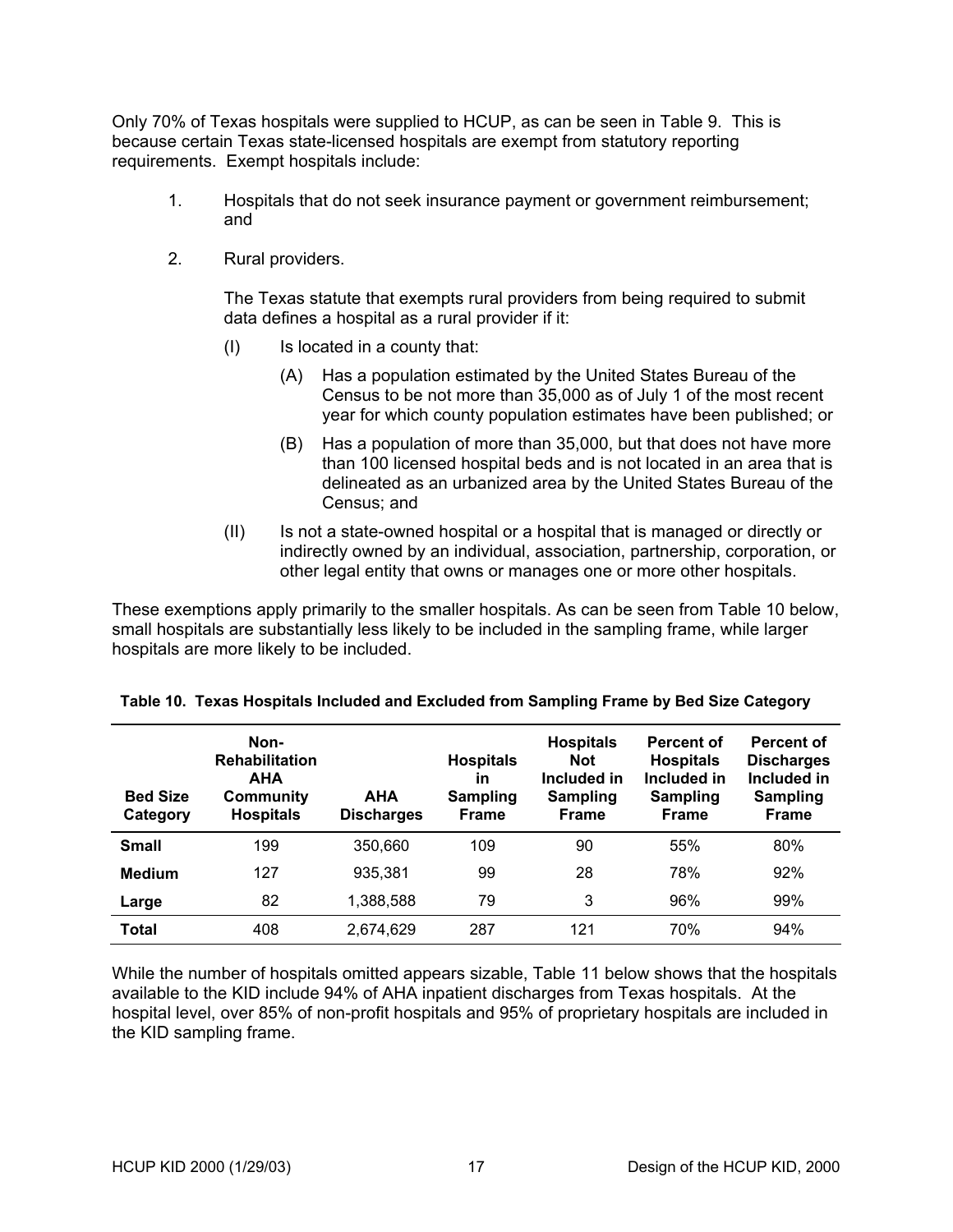Only 70% of Texas hospitals were supplied to HCUP, as can be seen in Table 9. This is because certain Texas state-licensed hospitals are exempt from statutory reporting requirements. Exempt hospitals include:

1. Hospitals that do not seek insurance payment or government reimbursement; and

2. Rural providers.

   The Texas statute that exempts rural providers from being required to submit data defines a hospital as a rural provider if it:

   (I) Is located in a county that:

   (A) Has a population estimated by the United States Bureau of the Census to be not more than 35,000 as of July 1 of the most recent year for which county population estimates have been published; or

   (B) Has a population of more than 35,000, but that does not have more than 100 licensed hospital beds and is not located in an area that is delineated as an urbanized area by the United States Bureau of the Census; and

   (II) Is not a state-owned hospital or a hospital that is managed or directly or indirectly owned by an individual, association, partnership, corporation, or other legal entity that owns or manages one or more other hospitals.

These exemptions apply primarily to the smaller hospitals. As can be seen from Table 10 below, small hospitals are substantially less likely to be included in the sampling frame, while larger hospitals are more likely to be included.

**Table 10. Texas Hospitals Included and Excluded from Sampling Frame by Bed Size Category**

| Bed Size Category | Non-Rehabilitation AHA Community Hospitals | AHA Discharges | Hospitals in Sampling Frame | Hospitals Not Included in Sampling Frame | Percent of Hospitals Included in Sampling Frame | Percent of Discharges Included in Sampling Frame |
|---|---|---|---|---|---|---|
| **Small** | 199 | 350,660 | 109 | 90 | 55% | 80% |
| **Medium** | 127 | 935,381 | 99 | 28 | 78% | 92% |
| **Large** | 82 | 1,388,588 | 79 | 3 | 96% | 99% |
| **Total** | 408 | 2,674,629 | 287 | 121 | 70% | 94% |

While the number of hospitals omitted appears sizable, Table 11 below shows that the hospitals available to the KID include 94% of AHA inpatient discharges from Texas hospitals. At the hospital level, over 85% of non-profit hospitals and 95% of proprietary hospitals are included in the KID sampling frame.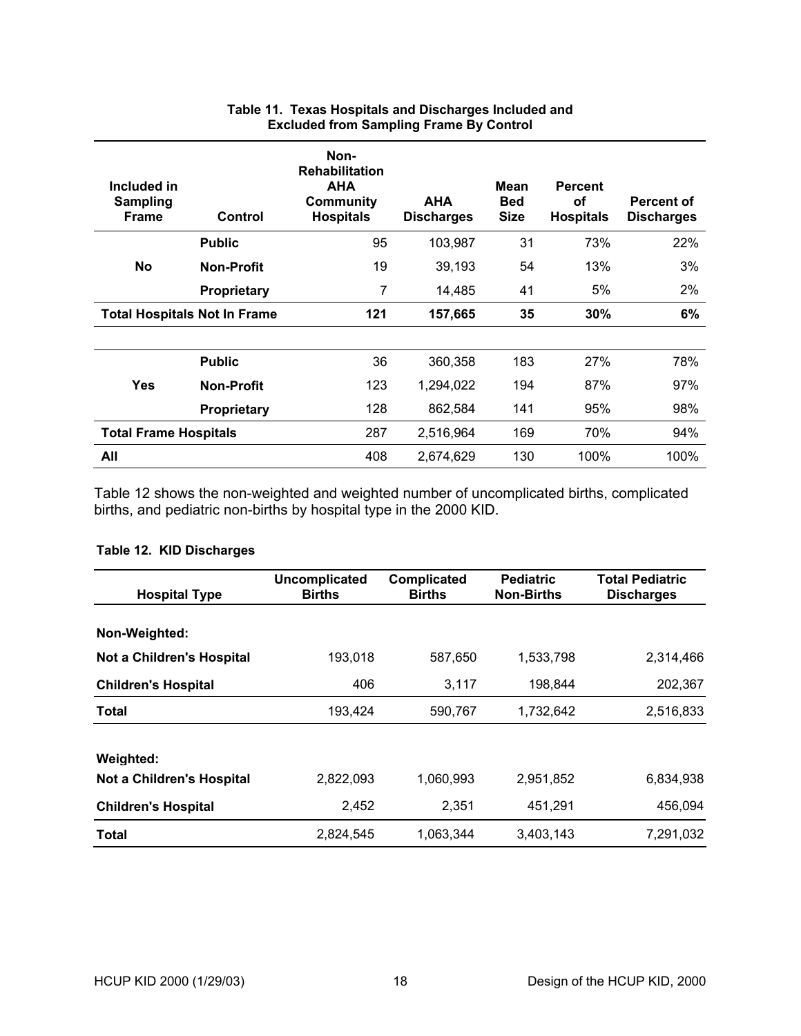**Table 11. Texas Hospitals and Discharges Included and Excluded from Sampling Frame By Control**

| Included in Sampling Frame | Control | Non-Rehabilitation AHA Community Hospitals | AHA Discharges | Mean Bed Size | Percent of Hospitals | Percent of Discharges |
|---|---|---|---|---|---|---|
| No | **Public** | 95 | 103,987 | 31 | 73% | 22% |
| | **Non-Profit** | 19 | 39,193 | 54 | 13% | 3% |
| | **Proprietary** | 7 | 14,485 | 41 | 5% | 2% |
| **Total Hospitals Not In Frame** | | **121** | **157,665** | **35** | **30%** | **6%** |
| Yes | **Public** | 36 | 360,358 | 183 | 27% | 78% |
| | **Non-Profit** | 123 | 1,294,022 | 194 | 87% | 97% |
| | **Proprietary** | 128 | 862,584 | 141 | 95% | 98% |
| **Total Frame Hospitals** | | 287 | 2,516,964 | 169 | 70% | 94% |
| **All** | | 408 | 2,674,629 | 130 | 100% | 100% |

Table 12 shows the non-weighted and weighted number of uncomplicated births, complicated births, and pediatric non-births by hospital type in the 2000 KID.

**Table 12. KID Discharges**

| Hospital Type | Uncomplicated Births | Complicated Births | Pediatric Non-Births | Total Pediatric Discharges |
|---|---|---|---|---|
| **Non-Weighted:** | | | | |
| **Not a Children's Hospital** | 193,018 | 587,650 | 1,533,798 | 2,314,466 |
| **Children's Hospital** | 406 | 3,117 | 198,844 | 202,367 |
| **Total** | 193,424 | 590,767 | 1,732,642 | 2,516,833 |
| **Weighted:** | | | | |
| **Not a Children's Hospital** | 2,822,093 | 1,060,993 | 2,951,852 | 6,834,938 |
| **Children's Hospital** | 2,452 | 2,351 | 451,291 | 456,094 |
| **Total** | 2,824,545 | 1,063,344 | 3,403,143 | 7,291,032 |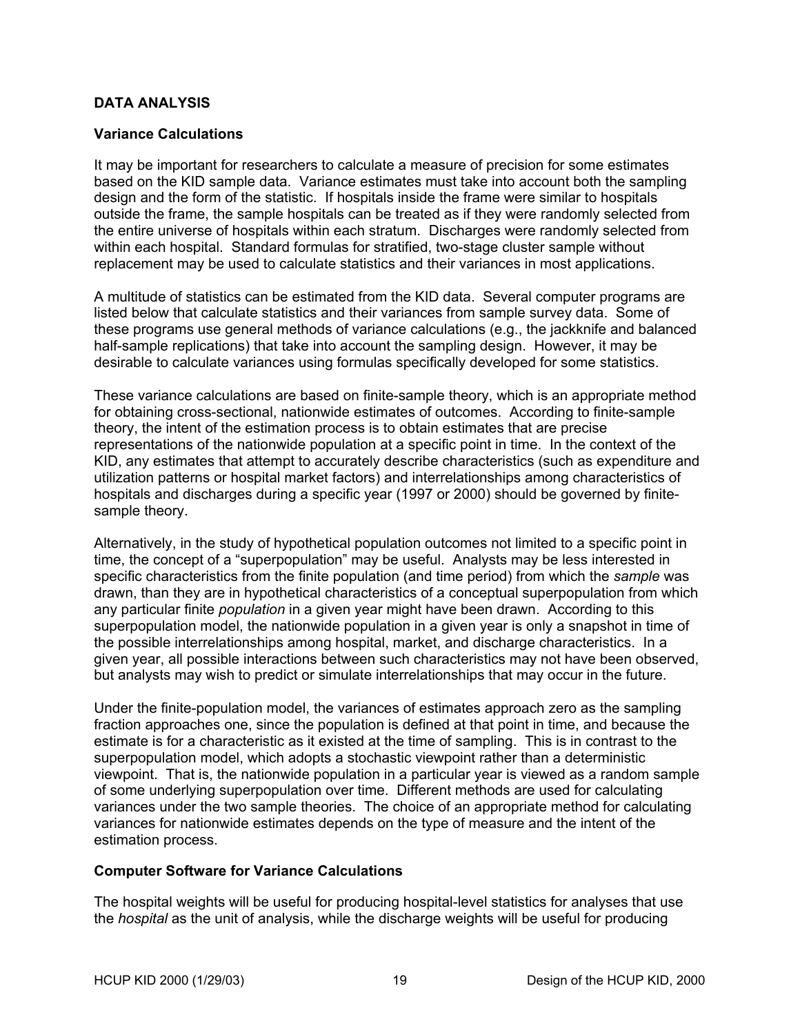## DATA ANALYSIS

### Variance Calculations

It may be important for researchers to calculate a measure of precision for some estimates based on the KID sample data. Variance estimates must take into account both the sampling design and the form of the statistic. If hospitals inside the frame were similar to hospitals outside the frame, the sample hospitals can be treated as if they were randomly selected from the entire universe of hospitals within each stratum. Discharges were randomly selected from within each hospital. Standard formulas for stratified, two-stage cluster sample without replacement may be used to calculate statistics and their variances in most applications.

A multitude of statistics can be estimated from the KID data. Several computer programs are listed below that calculate statistics and their variances from sample survey data. Some of these programs use general methods of variance calculations (e.g., the jackknife and balanced half-sample replications) that take into account the sampling design. However, it may be desirable to calculate variances using formulas specifically developed for some statistics.

These variance calculations are based on finite-sample theory, which is an appropriate method for obtaining cross-sectional, nationwide estimates of outcomes. According to finite-sample theory, the intent of the estimation process is to obtain estimates that are precise representations of the nationwide population at a specific point in time. In the context of the KID, any estimates that attempt to accurately describe characteristics (such as expenditure and utilization patterns or hospital market factors) and interrelationships among characteristics of hospitals and discharges during a specific year (1997 or 2000) should be governed by finite-sample theory.

Alternatively, in the study of hypothetical population outcomes not limited to a specific point in time, the concept of a "superpopulation" may be useful. Analysts may be less interested in specific characteristics from the finite population (and time period) from which the *sample* was drawn, than they are in hypothetical characteristics of a conceptual superpopulation from which any particular finite *population* in a given year might have been drawn. According to this superpopulation model, the nationwide population in a given year is only a snapshot in time of the possible interrelationships among hospital, market, and discharge characteristics. In a given year, all possible interactions between such characteristics may not have been observed, but analysts may wish to predict or simulate interrelationships that may occur in the future.

Under the finite-population model, the variances of estimates approach zero as the sampling fraction approaches one, since the population is defined at that point in time, and because the estimate is for a characteristic as it existed at the time of sampling. This is in contrast to the superpopulation model, which adopts a stochastic viewpoint rather than a deterministic viewpoint. That is, the nationwide population in a particular year is viewed as a random sample of some underlying superpopulation over time. Different methods are used for calculating variances under the two sample theories. The choice of an appropriate method for calculating variances for nationwide estimates depends on the type of measure and the intent of the estimation process.

### Computer Software for Variance Calculations

The hospital weights will be useful for producing hospital-level statistics for analyses that use the *hospital* as the unit of analysis, while the discharge weights will be useful for producing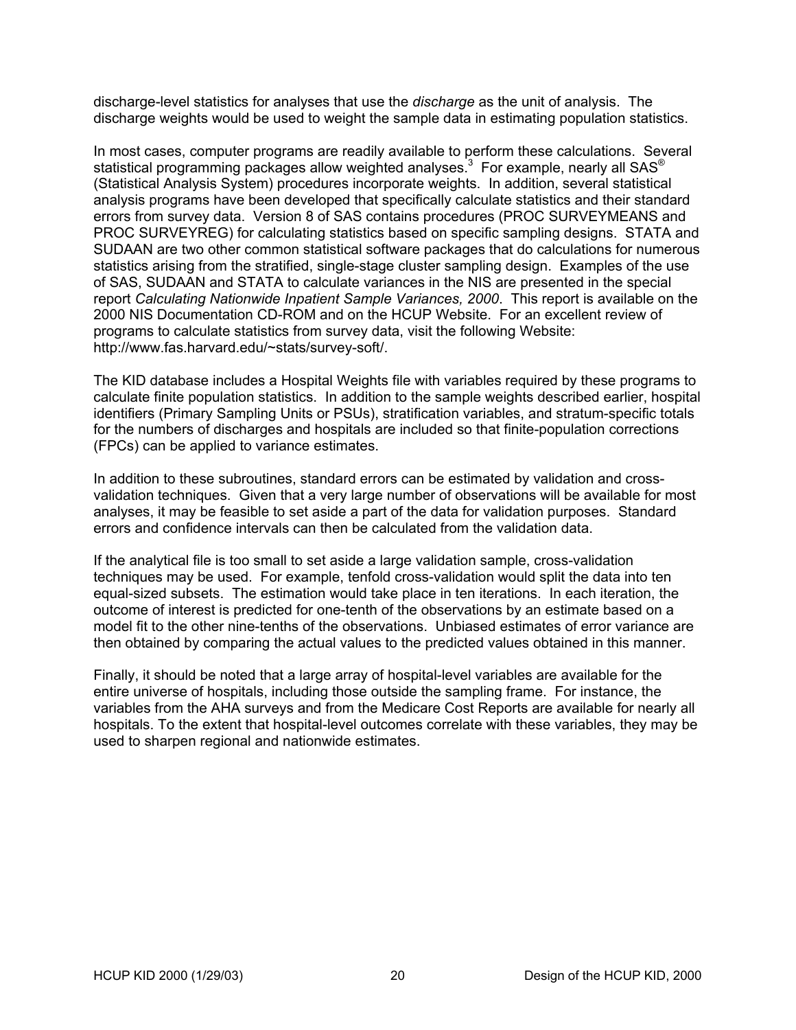discharge-level statistics for analyses that use the *discharge* as the unit of analysis. The discharge weights would be used to weight the sample data in estimating population statistics.

In most cases, computer programs are readily available to perform these calculations. Several statistical programming packages allow weighted analyses.[3] For example, nearly all SAS® (Statistical Analysis System) procedures incorporate weights. In addition, several statistical analysis programs have been developed that specifically calculate statistics and their standard errors from survey data. Version 8 of SAS contains procedures (PROC SURVEYMEANS and PROC SURVEYREG) for calculating statistics based on specific sampling designs. STATA and SUDAAN are two other common statistical software packages that do calculations for numerous statistics arising from the stratified, single-stage cluster sampling design. Examples of the use of SAS, SUDAAN and STATA to calculate variances in the NIS are presented in the special report *Calculating Nationwide Inpatient Sample Variances, 2000*. This report is available on the 2000 NIS Documentation CD-ROM and on the HCUP Website. For an excellent review of programs to calculate statistics from survey data, visit the following Website: http://www.fas.harvard.edu/~stats/survey-soft/.

The KID database includes a Hospital Weights file with variables required by these programs to calculate finite population statistics. In addition to the sample weights described earlier, hospital identifiers (Primary Sampling Units or PSUs), stratification variables, and stratum-specific totals for the numbers of discharges and hospitals are included so that finite-population corrections (FPCs) can be applied to variance estimates.

In addition to these subroutines, standard errors can be estimated by validation and cross-validation techniques. Given that a very large number of observations will be available for most analyses, it may be feasible to set aside a part of the data for validation purposes. Standard errors and confidence intervals can then be calculated from the validation data.

If the analytical file is too small to set aside a large validation sample, cross-validation techniques may be used. For example, tenfold cross-validation would split the data into ten equal-sized subsets. The estimation would take place in ten iterations. In each iteration, the outcome of interest is predicted for one-tenth of the observations by an estimate based on a model fit to the other nine-tenths of the observations. Unbiased estimates of error variance are then obtained by comparing the actual values to the predicted values obtained in this manner.

Finally, it should be noted that a large array of hospital-level variables are available for the entire universe of hospitals, including those outside the sampling frame. For instance, the variables from the AHA surveys and from the Medicare Cost Reports are available for nearly all hospitals. To the extent that hospital-level outcomes correlate with these variables, they may be used to sharpen regional and nationwide estimates.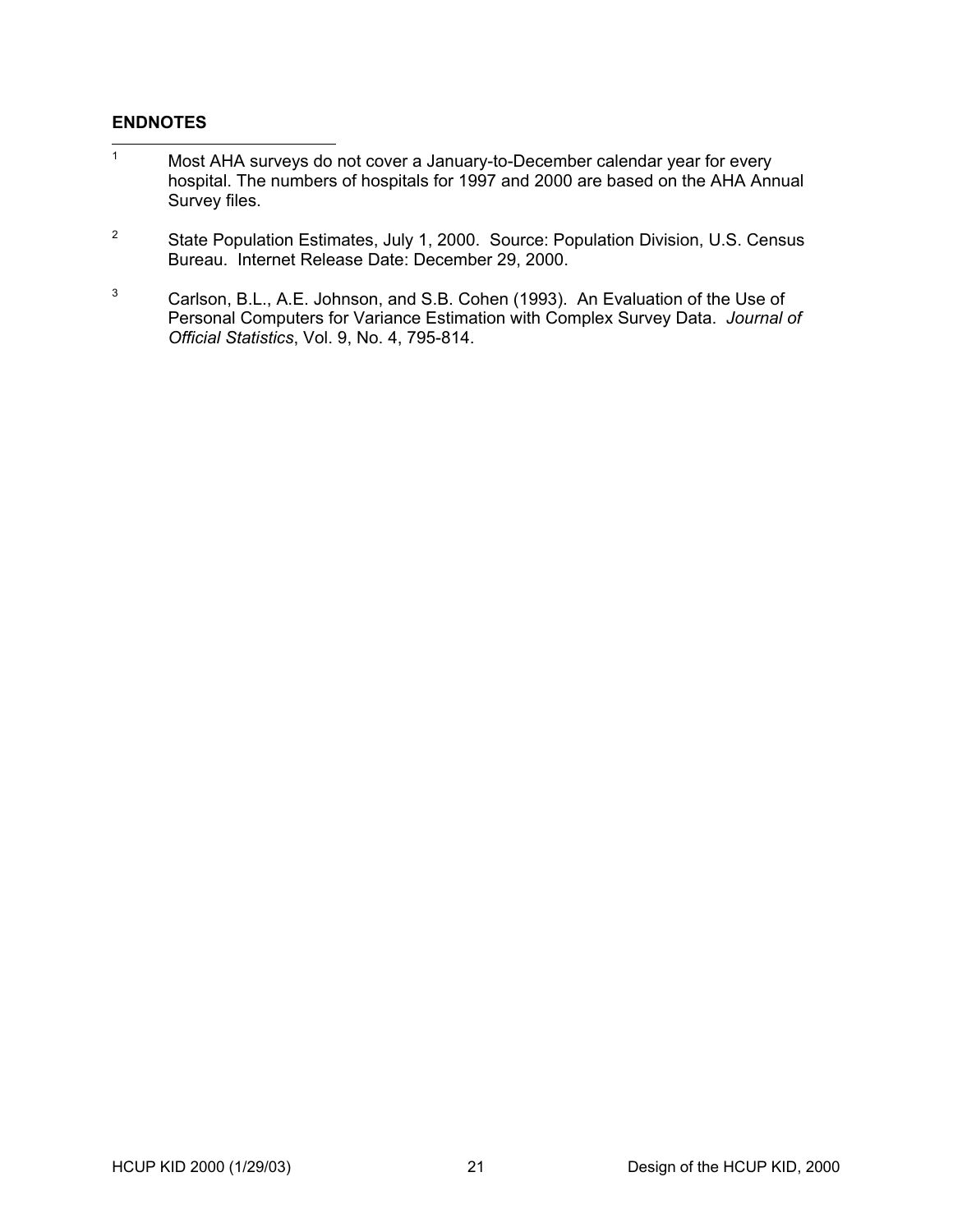## ENDNOTES

[1] Most AHA surveys do not cover a January-to-December calendar year for every hospital. The numbers of hospitals for 1997 and 2000 are based on the AHA Annual Survey files.

[2] State Population Estimates, July 1, 2000. Source: Population Division, U.S. Census Bureau. Internet Release Date: December 29, 2000.

[3] Carlson, B.L., A.E. Johnson, and S.B. Cohen (1993). An Evaluation of the Use of Personal Computers for Variance Estimation with Complex Survey Data. *Journal of Official Statistics*, Vol. 9, No. 4, 795-814.